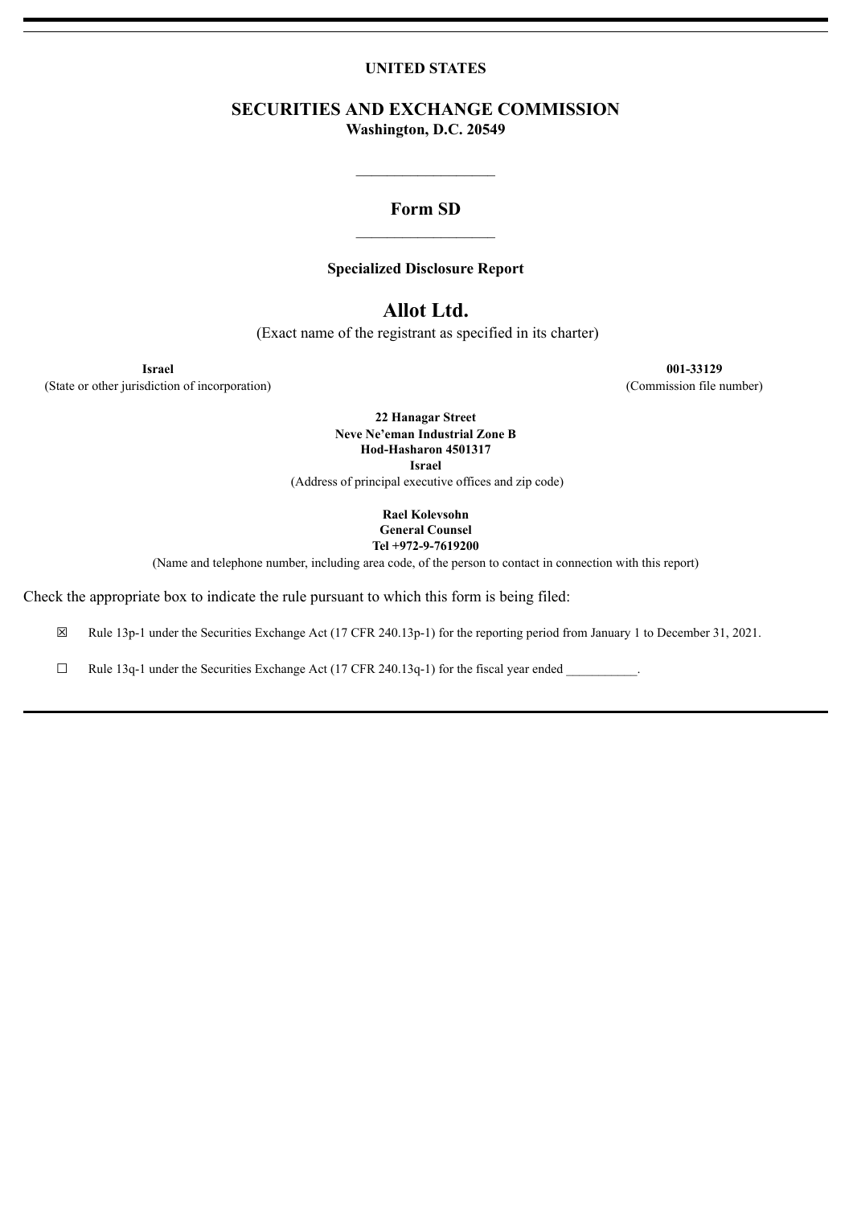**UNITED STATES**

# SECURITIES AND EXCHANGE COMMISSION

**Washington, D.C. 20549**

---

## Form SD

---

**Specialized Disclosure Report**

# Allot Ltd.

(Exact name of the registrant as specified in its charter)

| | |
|---|---|
| **Israel** | **001-33129** |
| (State or other jurisdiction of incorporation) | (Commission file number) |

**22 Hanagar Street**
**Neve Ne'eman Industrial Zone B**
**Hod-Hasharon 4501317**
**Israel**
(Address of principal executive offices and zip code)

**Rael Kolevsohn**
**General Counsel**
**Tel +972-9-7619200**
(Name and telephone number, including area code, of the person to contact in connection with this report)

Check the appropriate box to indicate the rule pursuant to which this form is being filed:

☒ Rule 13p-1 under the Securities Exchange Act (17 CFR 240.13p-1) for the reporting period from January 1 to December 31, 2021.

☐ Rule 13q-1 under the Securities Exchange Act (17 CFR 240.13q-1) for the fiscal year ended ___________.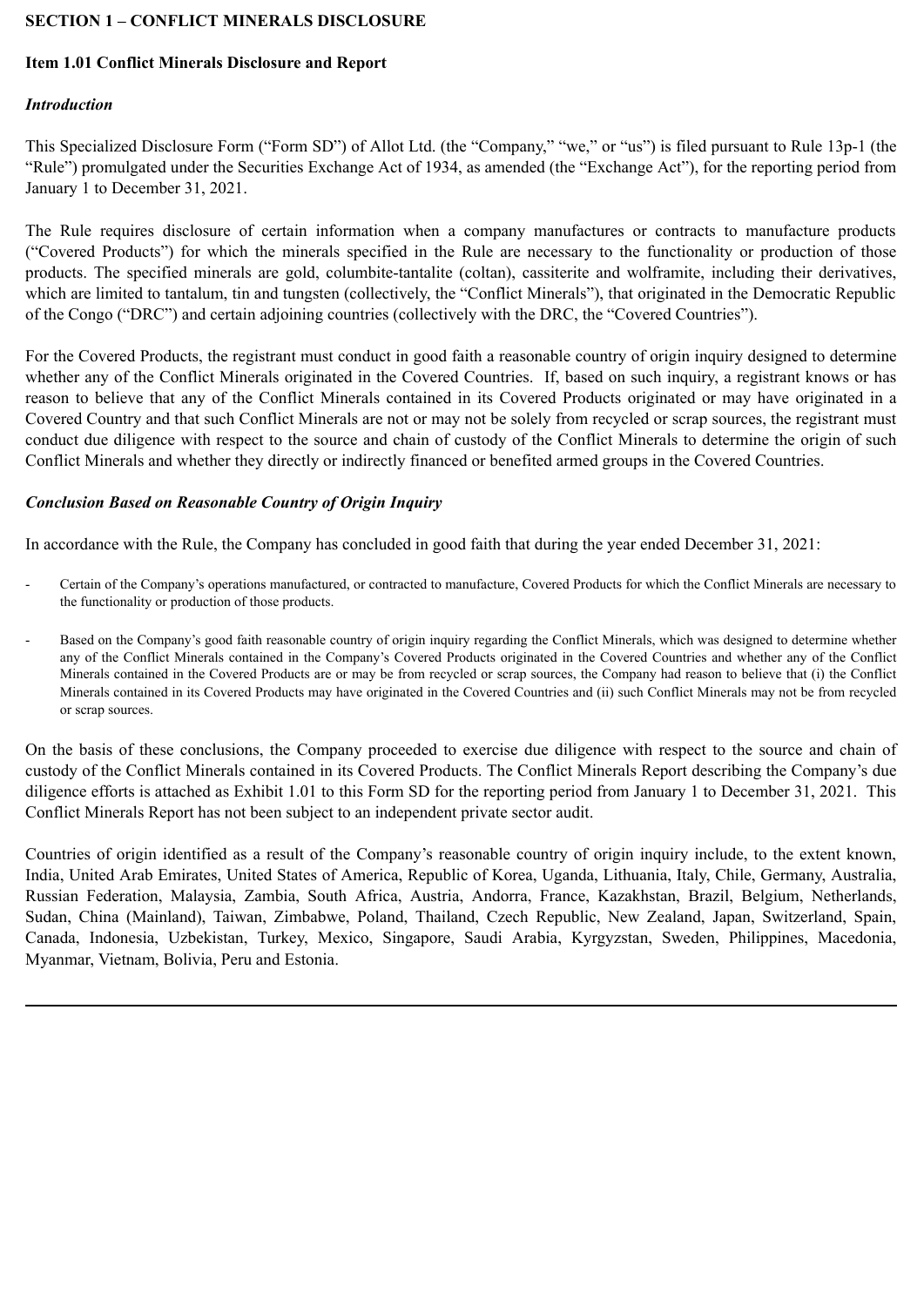**SECTION 1 – CONFLICT MINERALS DISCLOSURE**

**Item 1.01 Conflict Minerals Disclosure and Report**

***Introduction***

This Specialized Disclosure Form ("Form SD") of Allot Ltd. (the "Company," "we," or "us") is filed pursuant to Rule 13p-1 (the "Rule") promulgated under the Securities Exchange Act of 1934, as amended (the "Exchange Act"), for the reporting period from January 1 to December 31, 2021.

The Rule requires disclosure of certain information when a company manufactures or contracts to manufacture products ("Covered Products") for which the minerals specified in the Rule are necessary to the functionality or production of those products. The specified minerals are gold, columbite-tantalite (coltan), cassiterite and wolframite, including their derivatives, which are limited to tantalum, tin and tungsten (collectively, the "Conflict Minerals"), that originated in the Democratic Republic of the Congo ("DRC") and certain adjoining countries (collectively with the DRC, the "Covered Countries").

For the Covered Products, the registrant must conduct in good faith a reasonable country of origin inquiry designed to determine whether any of the Conflict Minerals originated in the Covered Countries. If, based on such inquiry, a registrant knows or has reason to believe that any of the Conflict Minerals contained in its Covered Products originated or may have originated in a Covered Country and that such Conflict Minerals are not or may not be solely from recycled or scrap sources, the registrant must conduct due diligence with respect to the source and chain of custody of the Conflict Minerals to determine the origin of such Conflict Minerals and whether they directly or indirectly financed or benefited armed groups in the Covered Countries.

***Conclusion Based on Reasonable Country of Origin Inquiry***

In accordance with the Rule, the Company has concluded in good faith that during the year ended December 31, 2021:

- Certain of the Company's operations manufactured, or contracted to manufacture, Covered Products for which the Conflict Minerals are necessary to the functionality or production of those products.

- Based on the Company's good faith reasonable country of origin inquiry regarding the Conflict Minerals, which was designed to determine whether any of the Conflict Minerals contained in the Company's Covered Products originated in the Covered Countries and whether any of the Conflict Minerals contained in the Covered Products are or may be from recycled or scrap sources, the Company had reason to believe that (i) the Conflict Minerals contained in its Covered Products may have originated in the Covered Countries and (ii) such Conflict Minerals may not be from recycled or scrap sources.

On the basis of these conclusions, the Company proceeded to exercise due diligence with respect to the source and chain of custody of the Conflict Minerals contained in its Covered Products. The Conflict Minerals Report describing the Company's due diligence efforts is attached as Exhibit 1.01 to this Form SD for the reporting period from January 1 to December 31, 2021. This Conflict Minerals Report has not been subject to an independent private sector audit.

Countries of origin identified as a result of the Company's reasonable country of origin inquiry include, to the extent known, India, United Arab Emirates, United States of America, Republic of Korea, Uganda, Lithuania, Italy, Chile, Germany, Australia, Russian Federation, Malaysia, Zambia, South Africa, Austria, Andorra, France, Kazakhstan, Brazil, Belgium, Netherlands, Sudan, China (Mainland), Taiwan, Zimbabwe, Poland, Thailand, Czech Republic, New Zealand, Japan, Switzerland, Spain, Canada, Indonesia, Uzbekistan, Turkey, Mexico, Singapore, Saudi Arabia, Kyrgyzstan, Sweden, Philippines, Macedonia, Myanmar, Vietnam, Bolivia, Peru and Estonia.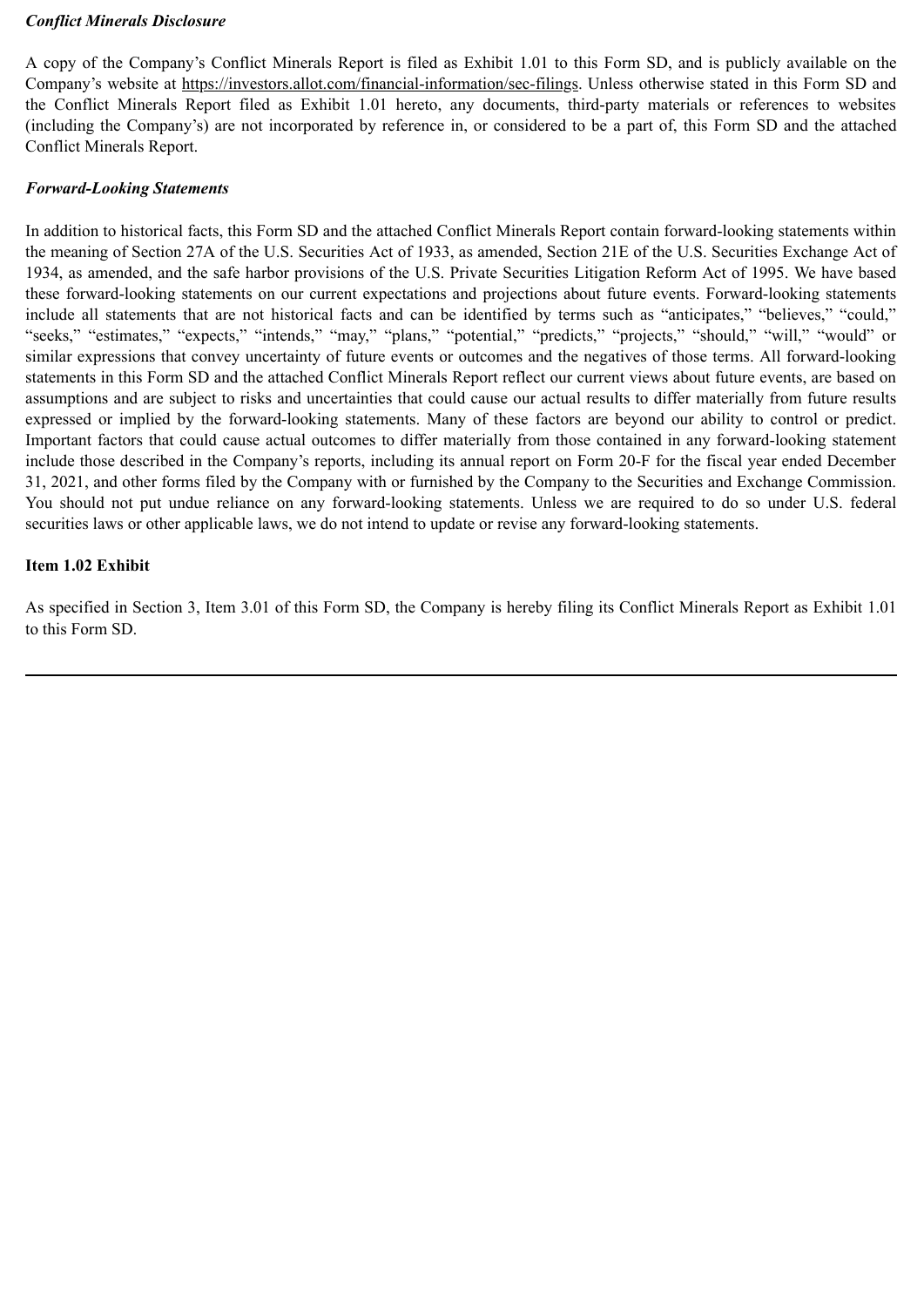***Conflict Minerals Disclosure***

A copy of the Company's Conflict Minerals Report is filed as Exhibit 1.01 to this Form SD, and is publicly available on the Company's website at https://investors.allot.com/financial-information/sec-filings. Unless otherwise stated in this Form SD and the Conflict Minerals Report filed as Exhibit 1.01 hereto, any documents, third-party materials or references to websites (including the Company's) are not incorporated by reference in, or considered to be a part of, this Form SD and the attached Conflict Minerals Report.

***Forward-Looking Statements***

In addition to historical facts, this Form SD and the attached Conflict Minerals Report contain forward-looking statements within the meaning of Section 27A of the U.S. Securities Act of 1933, as amended, Section 21E of the U.S. Securities Exchange Act of 1934, as amended, and the safe harbor provisions of the U.S. Private Securities Litigation Reform Act of 1995. We have based these forward-looking statements on our current expectations and projections about future events. Forward-looking statements include all statements that are not historical facts and can be identified by terms such as "anticipates," "believes," "could," "seeks," "estimates," "expects," "intends," "may," "plans," "potential," "predicts," "projects," "should," "will," "would" or similar expressions that convey uncertainty of future events or outcomes and the negatives of those terms. All forward-looking statements in this Form SD and the attached Conflict Minerals Report reflect our current views about future events, are based on assumptions and are subject to risks and uncertainties that could cause our actual results to differ materially from future results expressed or implied by the forward-looking statements. Many of these factors are beyond our ability to control or predict. Important factors that could cause actual outcomes to differ materially from those contained in any forward-looking statement include those described in the Company's reports, including its annual report on Form 20-F for the fiscal year ended December 31, 2021, and other forms filed by the Company with or furnished by the Company to the Securities and Exchange Commission. You should not put undue reliance on any forward-looking statements. Unless we are required to do so under U.S. federal securities laws or other applicable laws, we do not intend to update or revise any forward-looking statements.

**Item 1.02 Exhibit**

As specified in Section 3, Item 3.01 of this Form SD, the Company is hereby filing its Conflict Minerals Report as Exhibit 1.01 to this Form SD.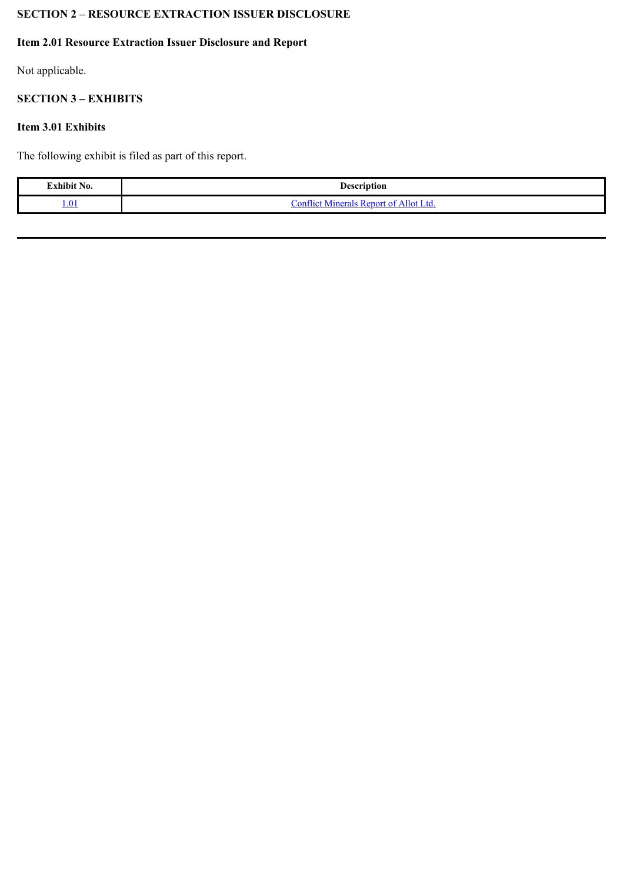**SECTION 2 – RESOURCE EXTRACTION ISSUER DISCLOSURE**

**Item 2.01 Resource Extraction Issuer Disclosure and Report**

Not applicable.

**SECTION 3 – EXHIBITS**

**Item 3.01 Exhibits**

The following exhibit is filed as part of this report.

| Exhibit No. | Description |
|---|---|
| 1.01 | Conflict Minerals Report of Allot Ltd. |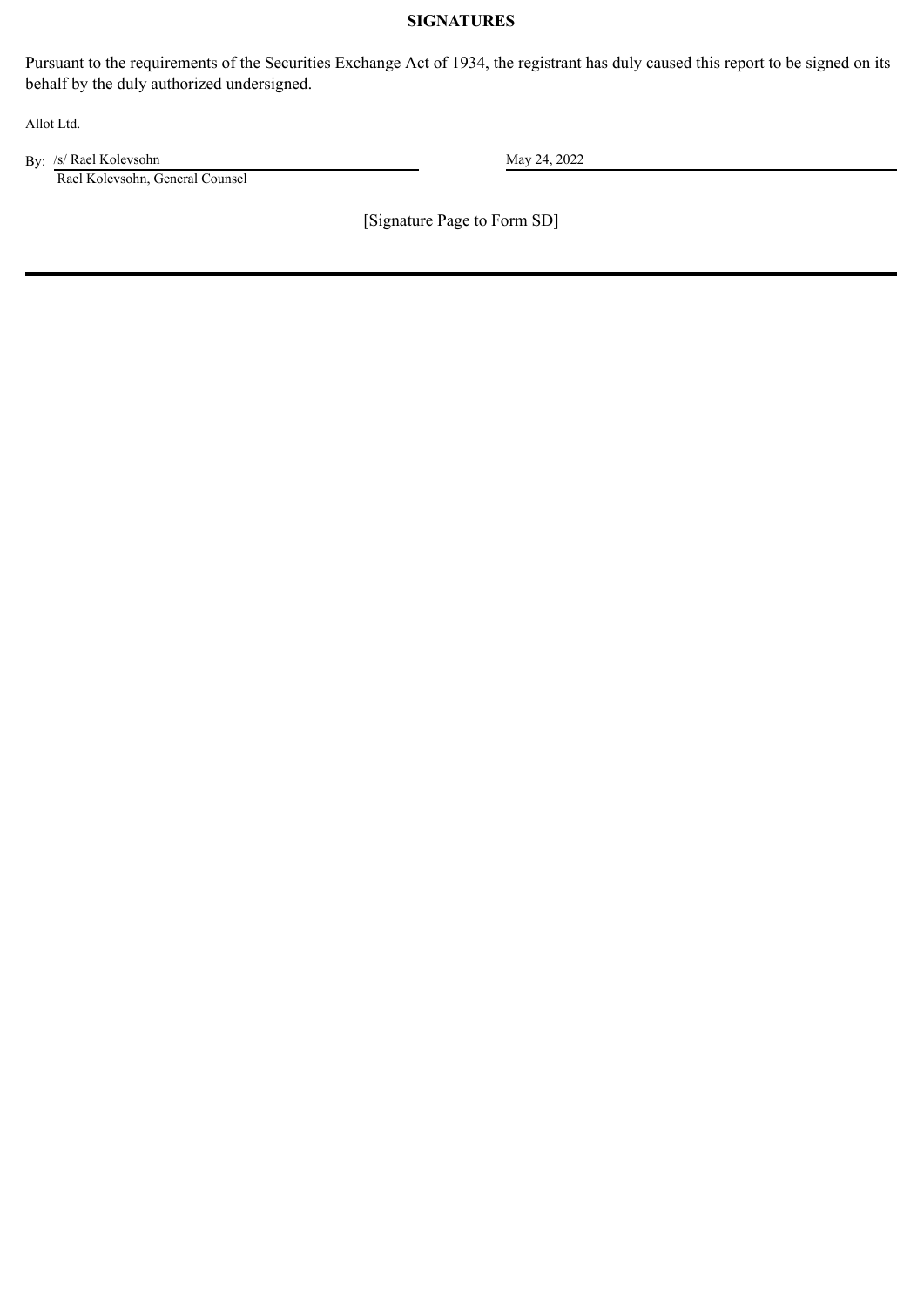**SIGNATURES**

Pursuant to the requirements of the Securities Exchange Act of 1934, the registrant has duly caused this report to be signed on its behalf by the duly authorized undersigned.

Allot Ltd.

By: /s/ Rael Kolevsohn
Rael Kolevsohn, General Counsel

May 24, 2022

[Signature Page to Form SD]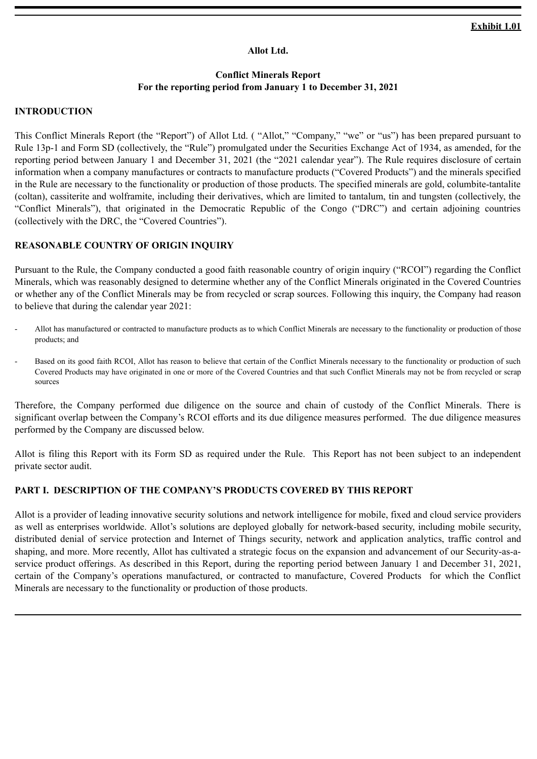**Exhibit 1.01**

**Allot Ltd.**

**Conflict Minerals Report**
**For the reporting period from January 1 to December 31, 2021**

## INTRODUCTION

This Conflict Minerals Report (the "Report") of Allot Ltd. ( "Allot," "Company," "we" or "us") has been prepared pursuant to Rule 13p-1 and Form SD (collectively, the "Rule") promulgated under the Securities Exchange Act of 1934, as amended, for the reporting period between January 1 and December 31, 2021 (the "2021 calendar year"). The Rule requires disclosure of certain information when a company manufactures or contracts to manufacture products ("Covered Products") and the minerals specified in the Rule are necessary to the functionality or production of those products. The specified minerals are gold, columbite-tantalite (coltan), cassiterite and wolframite, including their derivatives, which are limited to tantalum, tin and tungsten (collectively, the "Conflict Minerals"), that originated in the Democratic Republic of the Congo ("DRC") and certain adjoining countries (collectively with the DRC, the "Covered Countries").

## REASONABLE COUNTRY OF ORIGIN INQUIRY

Pursuant to the Rule, the Company conducted a good faith reasonable country of origin inquiry ("RCOI") regarding the Conflict Minerals, which was reasonably designed to determine whether any of the Conflict Minerals originated in the Covered Countries or whether any of the Conflict Minerals may be from recycled or scrap sources. Following this inquiry, the Company had reason to believe that during the calendar year 2021:

- Allot has manufactured or contracted to manufacture products as to which Conflict Minerals are necessary to the functionality or production of those products; and
- Based on its good faith RCOI, Allot has reason to believe that certain of the Conflict Minerals necessary to the functionality or production of such Covered Products may have originated in one or more of the Covered Countries and that such Conflict Minerals may not be from recycled or scrap sources

Therefore, the Company performed due diligence on the source and chain of custody of the Conflict Minerals. There is significant overlap between the Company's RCOI efforts and its due diligence measures performed. The due diligence measures performed by the Company are discussed below.

Allot is filing this Report with its Form SD as required under the Rule. This Report has not been subject to an independent private sector audit.

## PART I. DESCRIPTION OF THE COMPANY'S PRODUCTS COVERED BY THIS REPORT

Allot is a provider of leading innovative security solutions and network intelligence for mobile, fixed and cloud service providers as well as enterprises worldwide. Allot's solutions are deployed globally for network-based security, including mobile security, distributed denial of service protection and Internet of Things security, network and application analytics, traffic control and shaping, and more. More recently, Allot has cultivated a strategic focus on the expansion and advancement of our Security-as-a-service product offerings. As described in this Report, during the reporting period between January 1 and December 31, 2021, certain of the Company's operations manufactured, or contracted to manufacture, Covered Products for which the Conflict Minerals are necessary to the functionality or production of those products.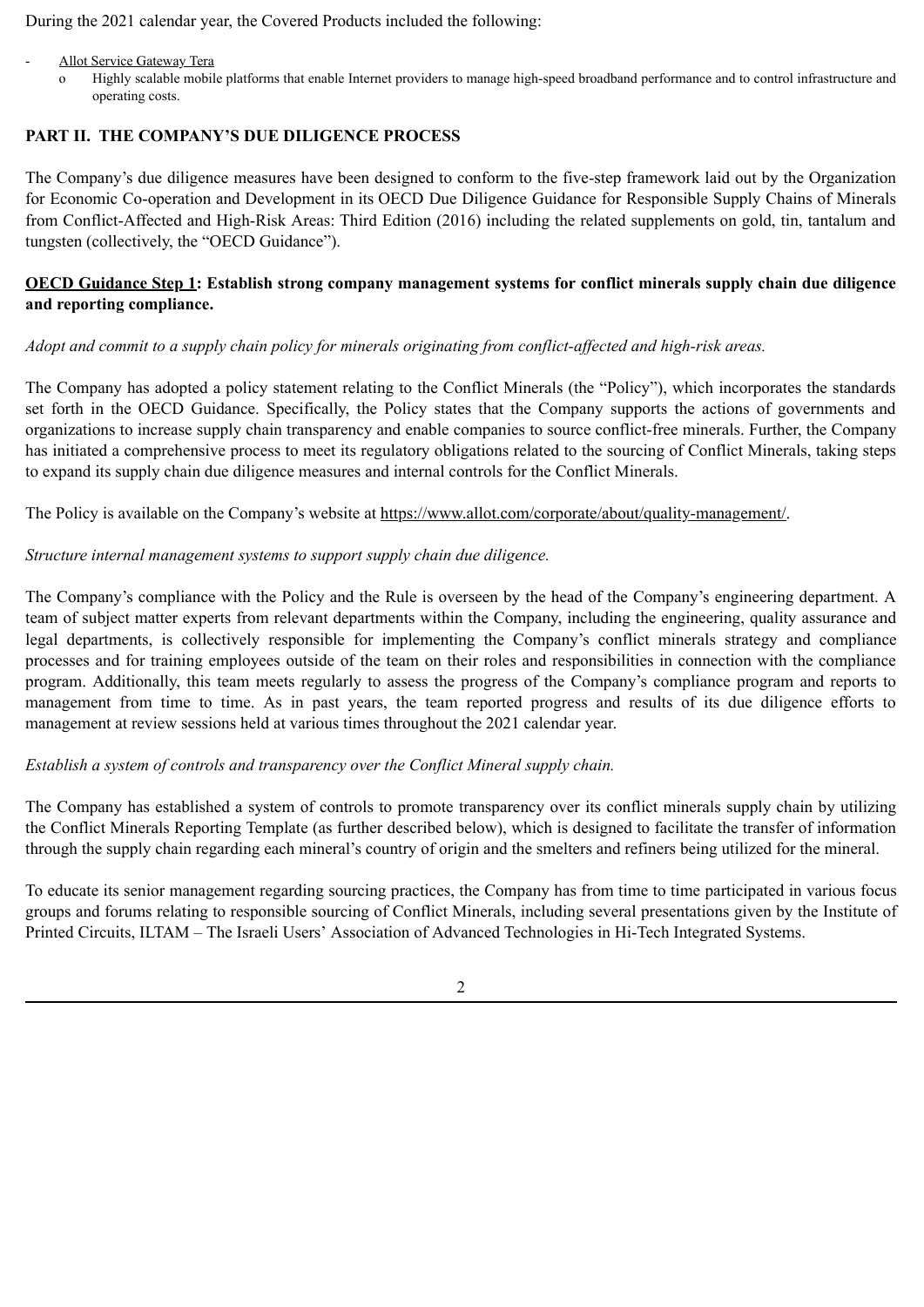During the 2021 calendar year, the Covered Products included the following:

- Allot Service Gateway Tera
  - Highly scalable mobile platforms that enable Internet providers to manage high-speed broadband performance and to control infrastructure and operating costs.

## PART II. THE COMPANY'S DUE DILIGENCE PROCESS

The Company's due diligence measures have been designed to conform to the five-step framework laid out by the Organization for Economic Co-operation and Development in its OECD Due Diligence Guidance for Responsible Supply Chains of Minerals from Conflict-Affected and High-Risk Areas: Third Edition (2016) including the related supplements on gold, tin, tantalum and tungsten (collectively, the "OECD Guidance").

### OECD Guidance Step 1: Establish strong company management systems for conflict minerals supply chain due diligence and reporting compliance.

*Adopt and commit to a supply chain policy for minerals originating from conflict-affected and high-risk areas.*

The Company has adopted a policy statement relating to the Conflict Minerals (the "Policy"), which incorporates the standards set forth in the OECD Guidance. Specifically, the Policy states that the Company supports the actions of governments and organizations to increase supply chain transparency and enable companies to source conflict-free minerals. Further, the Company has initiated a comprehensive process to meet its regulatory obligations related to the sourcing of Conflict Minerals, taking steps to expand its supply chain due diligence measures and internal controls for the Conflict Minerals.

The Policy is available on the Company's website at https://www.allot.com/corporate/about/quality-management/.

*Structure internal management systems to support supply chain due diligence.*

The Company's compliance with the Policy and the Rule is overseen by the head of the Company's engineering department. A team of subject matter experts from relevant departments within the Company, including the engineering, quality assurance and legal departments, is collectively responsible for implementing the Company's conflict minerals strategy and compliance processes and for training employees outside of the team on their roles and responsibilities in connection with the compliance program. Additionally, this team meets regularly to assess the progress of the Company's compliance program and reports to management from time to time. As in past years, the team reported progress and results of its due diligence efforts to management at review sessions held at various times throughout the 2021 calendar year.

*Establish a system of controls and transparency over the Conflict Mineral supply chain.*

The Company has established a system of controls to promote transparency over its conflict minerals supply chain by utilizing the Conflict Minerals Reporting Template (as further described below), which is designed to facilitate the transfer of information through the supply chain regarding each mineral's country of origin and the smelters and refiners being utilized for the mineral.

To educate its senior management regarding sourcing practices, the Company has from time to time participated in various focus groups and forums relating to responsible sourcing of Conflict Minerals, including several presentations given by the Institute of Printed Circuits, ILTAM – The Israeli Users' Association of Advanced Technologies in Hi-Tech Integrated Systems.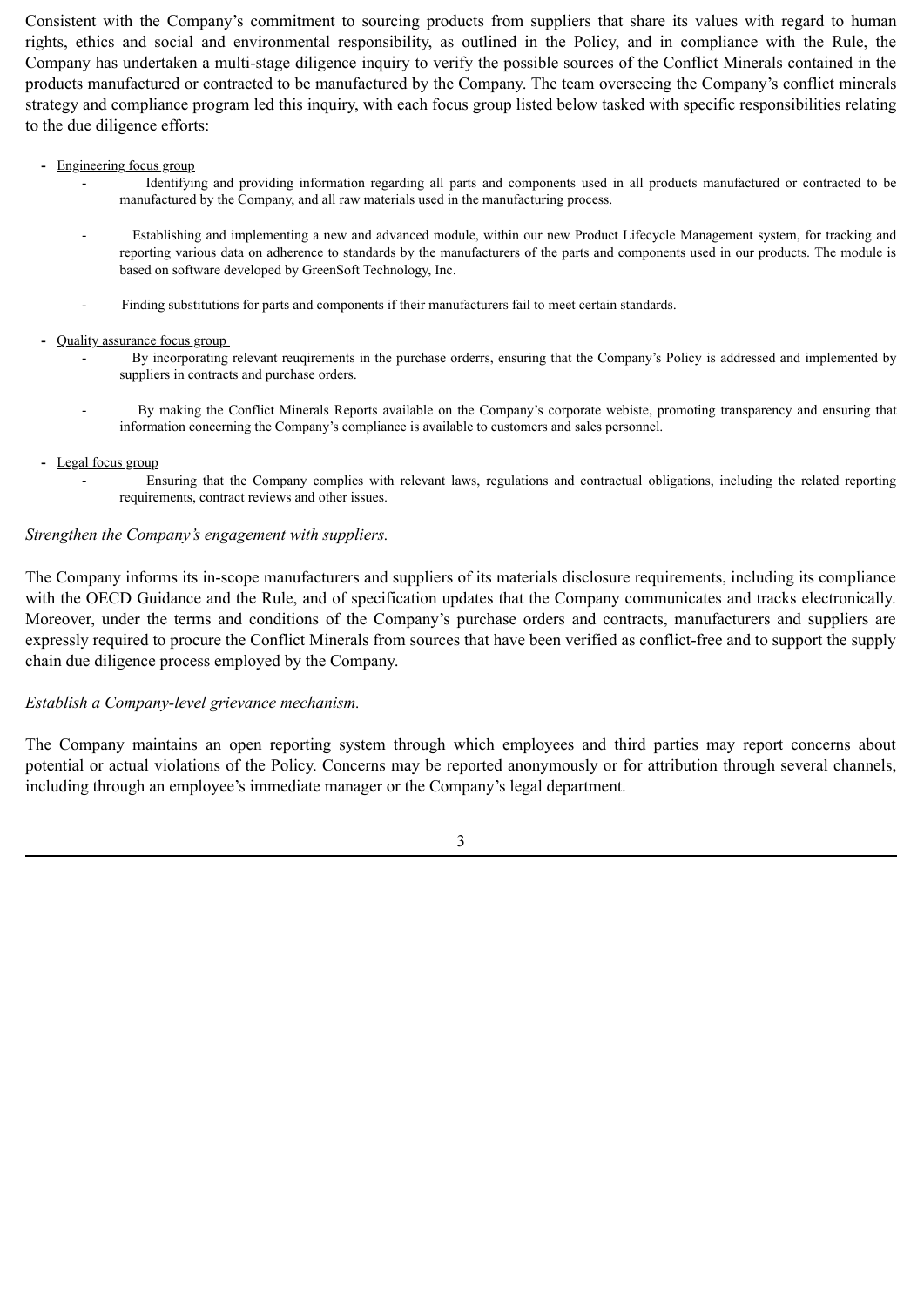Consistent with the Company's commitment to sourcing products from suppliers that share its values with regard to human rights, ethics and social and environmental responsibility, as outlined in the Policy, and in compliance with the Rule, the Company has undertaken a multi-stage diligence inquiry to verify the possible sources of the Conflict Minerals contained in the products manufactured or contracted to be manufactured by the Company. The team overseeing the Company's conflict minerals strategy and compliance program led this inquiry, with each focus group listed below tasked with specific responsibilities relating to the due diligence efforts:

- <u>Engineering focus group</u>
  - Identifying and providing information regarding all parts and components used in all products manufactured or contracted to be manufactured by the Company, and all raw materials used in the manufacturing process.
  - Establishing and implementing a new and advanced module, within our new Product Lifecycle Management system, for tracking and reporting various data on adherence to standards by the manufacturers of the parts and components used in our products. The module is based on software developed by GreenSoft Technology, Inc.
  - Finding substitutions for parts and components if their manufacturers fail to meet certain standards.
- <u>Quality assurance focus group</u>
  - By incorporating relevant reuqirements in the purchase orderrs, ensuring that the Company's Policy is addressed and implemented by suppliers in contracts and purchase orders.
  - By making the Conflict Minerals Reports available on the Company's corporate webiste, promoting transparency and ensuring that information concerning the Company's compliance is available to customers and sales personnel.
- <u>Legal focus group</u>
  - Ensuring that the Company complies with relevant laws, regulations and contractual obligations, including the related reporting requirements, contract reviews and other issues.

*Strengthen the Company's engagement with suppliers.*

The Company informs its in-scope manufacturers and suppliers of its materials disclosure requirements, including its compliance with the OECD Guidance and the Rule, and of specification updates that the Company communicates and tracks electronically. Moreover, under the terms and conditions of the Company's purchase orders and contracts, manufacturers and suppliers are expressly required to procure the Conflict Minerals from sources that have been verified as conflict-free and to support the supply chain due diligence process employed by the Company.

*Establish a Company-level grievance mechanism.*

The Company maintains an open reporting system through which employees and third parties may report concerns about potential or actual violations of the Policy. Concerns may be reported anonymously or for attribution through several channels, including through an employee's immediate manager or the Company's legal department.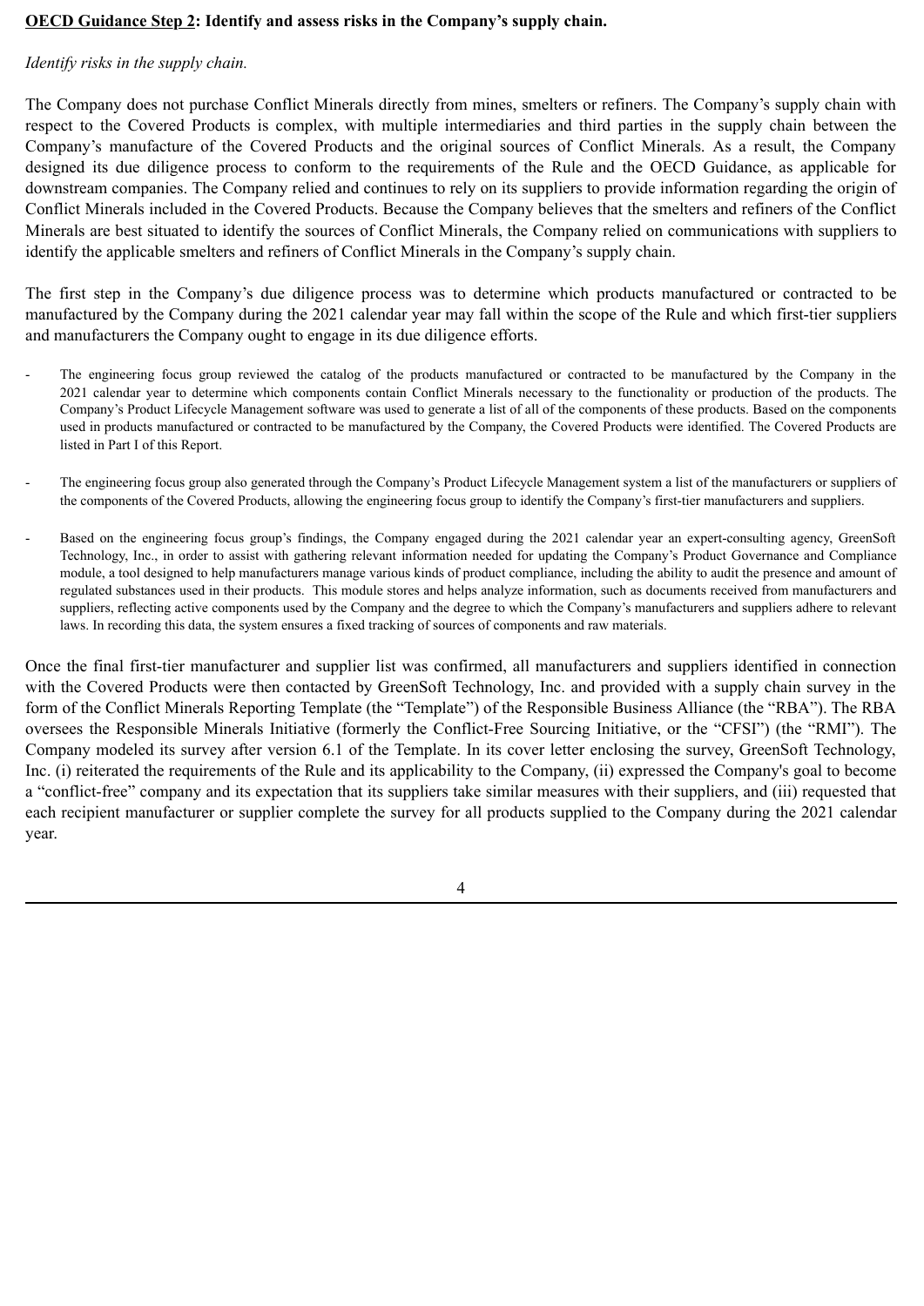**<u>OECD Guidance Step 2</u>: Identify and assess risks in the Company's supply chain.**

*Identify risks in the supply chain.*

The Company does not purchase Conflict Minerals directly from mines, smelters or refiners. The Company's supply chain with respect to the Covered Products is complex, with multiple intermediaries and third parties in the supply chain between the Company's manufacture of the Covered Products and the original sources of Conflict Minerals. As a result, the Company designed its due diligence process to conform to the requirements of the Rule and the OECD Guidance, as applicable for downstream companies. The Company relied and continues to rely on its suppliers to provide information regarding the origin of Conflict Minerals included in the Covered Products. Because the Company believes that the smelters and refiners of the Conflict Minerals are best situated to identify the sources of Conflict Minerals, the Company relied on communications with suppliers to identify the applicable smelters and refiners of Conflict Minerals in the Company's supply chain.

The first step in the Company's due diligence process was to determine which products manufactured or contracted to be manufactured by the Company during the 2021 calendar year may fall within the scope of the Rule and which first-tier suppliers and manufacturers the Company ought to engage in its due diligence efforts.

- The engineering focus group reviewed the catalog of the products manufactured or contracted to be manufactured by the Company in the 2021 calendar year to determine which components contain Conflict Minerals necessary to the functionality or production of the products. The Company's Product Lifecycle Management software was used to generate a list of all of the components of these products. Based on the components used in products manufactured or contracted to be manufactured by the Company, the Covered Products were identified. The Covered Products are listed in Part I of this Report.

- The engineering focus group also generated through the Company's Product Lifecycle Management system a list of the manufacturers or suppliers of the components of the Covered Products, allowing the engineering focus group to identify the Company's first-tier manufacturers and suppliers.

- Based on the engineering focus group's findings, the Company engaged during the 2021 calendar year an expert-consulting agency, GreenSoft Technology, Inc., in order to assist with gathering relevant information needed for updating the Company's Product Governance and Compliance module, a tool designed to help manufacturers manage various kinds of product compliance, including the ability to audit the presence and amount of regulated substances used in their products. This module stores and helps analyze information, such as documents received from manufacturers and suppliers, reflecting active components used by the Company and the degree to which the Company's manufacturers and suppliers adhere to relevant laws. In recording this data, the system ensures a fixed tracking of sources of components and raw materials.

Once the final first-tier manufacturer and supplier list was confirmed, all manufacturers and suppliers identified in connection with the Covered Products were then contacted by GreenSoft Technology, Inc. and provided with a supply chain survey in the form of the Conflict Minerals Reporting Template (the "Template") of the Responsible Business Alliance (the "RBA"). The RBA oversees the Responsible Minerals Initiative (formerly the Conflict-Free Sourcing Initiative, or the "CFSI") (the "RMI"). The Company modeled its survey after version 6.1 of the Template. In its cover letter enclosing the survey, GreenSoft Technology, Inc. (i) reiterated the requirements of the Rule and its applicability to the Company, (ii) expressed the Company's goal to become a "conflict-free" company and its expectation that its suppliers take similar measures with their suppliers, and (iii) requested that each recipient manufacturer or supplier complete the survey for all products supplied to the Company during the 2021 calendar year.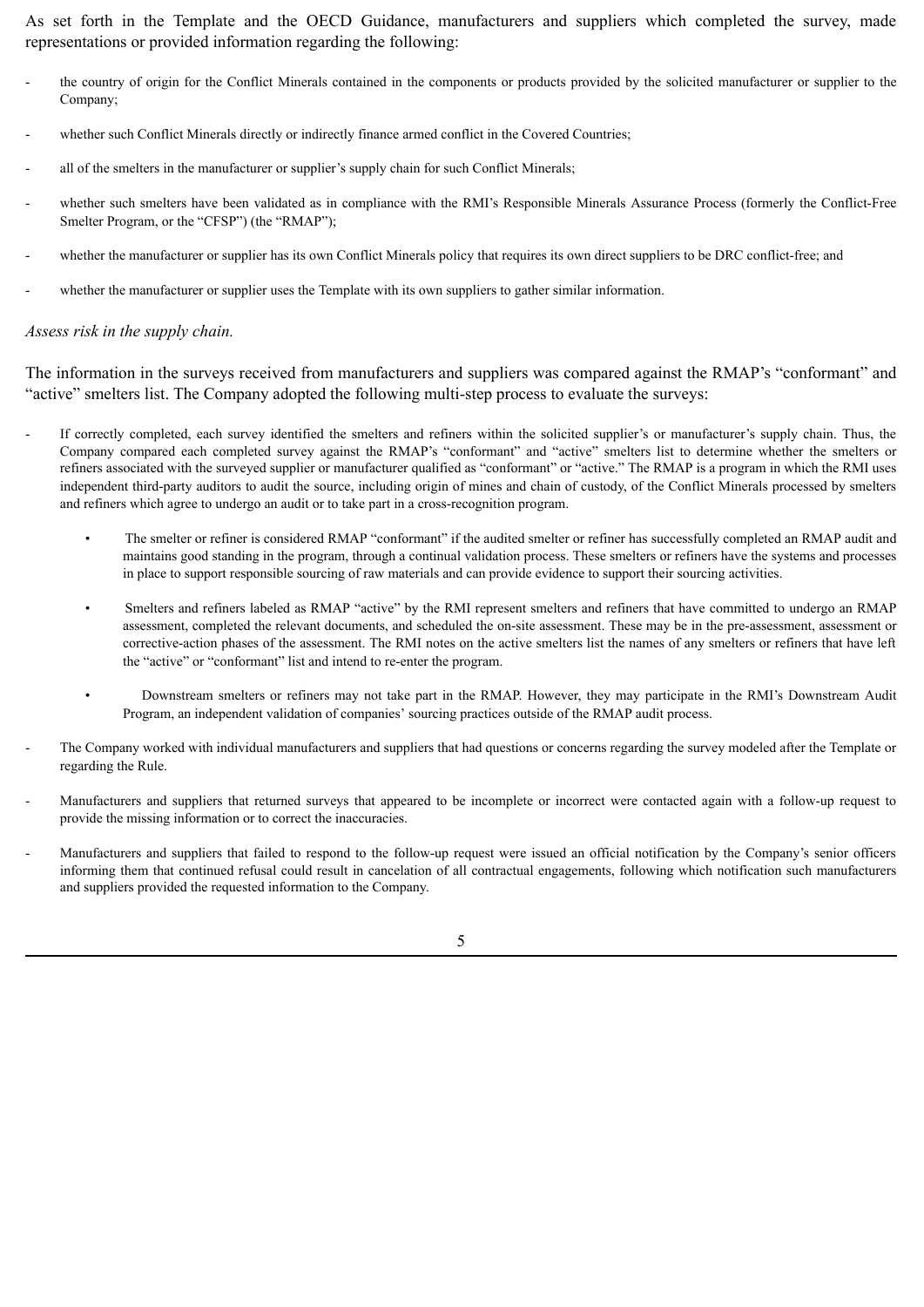As set forth in the Template and the OECD Guidance, manufacturers and suppliers which completed the survey, made representations or provided information regarding the following:

- the country of origin for the Conflict Minerals contained in the components or products provided by the solicited manufacturer or supplier to the Company;
- whether such Conflict Minerals directly or indirectly finance armed conflict in the Covered Countries;
- all of the smelters in the manufacturer or supplier's supply chain for such Conflict Minerals;
- whether such smelters have been validated as in compliance with the RMI's Responsible Minerals Assurance Process (formerly the Conflict-Free Smelter Program, or the "CFSP") (the "RMAP");
- whether the manufacturer or supplier has its own Conflict Minerals policy that requires its own direct suppliers to be DRC conflict-free; and
- whether the manufacturer or supplier uses the Template with its own suppliers to gather similar information.

*Assess risk in the supply chain.*

The information in the surveys received from manufacturers and suppliers was compared against the RMAP's "conformant" and "active" smelters list. The Company adopted the following multi-step process to evaluate the surveys:

- If correctly completed, each survey identified the smelters and refiners within the solicited supplier's or manufacturer's supply chain. Thus, the Company compared each completed survey against the RMAP's "conformant" and "active" smelters list to determine whether the smelters or refiners associated with the surveyed supplier or manufacturer qualified as "conformant" or "active." The RMAP is a program in which the RMI uses independent third-party auditors to audit the source, including origin of mines and chain of custody, of the Conflict Minerals processed by smelters and refiners which agree to undergo an audit or to take part in a cross-recognition program.
    - The smelter or refiner is considered RMAP "conformant" if the audited smelter or refiner has successfully completed an RMAP audit and maintains good standing in the program, through a continual validation process. These smelters or refiners have the systems and processes in place to support responsible sourcing of raw materials and can provide evidence to support their sourcing activities.
    - Smelters and refiners labeled as RMAP "active" by the RMI represent smelters and refiners that have committed to undergo an RMAP assessment, completed the relevant documents, and scheduled the on-site assessment. These may be in the pre-assessment, assessment or corrective-action phases of the assessment. The RMI notes on the active smelters list the names of any smelters or refiners that have left the "active" or "conformant" list and intend to re-enter the program.
    - Downstream smelters or refiners may not take part in the RMAP. However, they may participate in the RMI's Downstream Audit Program, an independent validation of companies' sourcing practices outside of the RMAP audit process.
- The Company worked with individual manufacturers and suppliers that had questions or concerns regarding the survey modeled after the Template or regarding the Rule.
- Manufacturers and suppliers that returned surveys that appeared to be incomplete or incorrect were contacted again with a follow-up request to provide the missing information or to correct the inaccuracies.
- Manufacturers and suppliers that failed to respond to the follow-up request were issued an official notification by the Company's senior officers informing them that continued refusal could result in cancelation of all contractual engagements, following which notification such manufacturers and suppliers provided the requested information to the Company.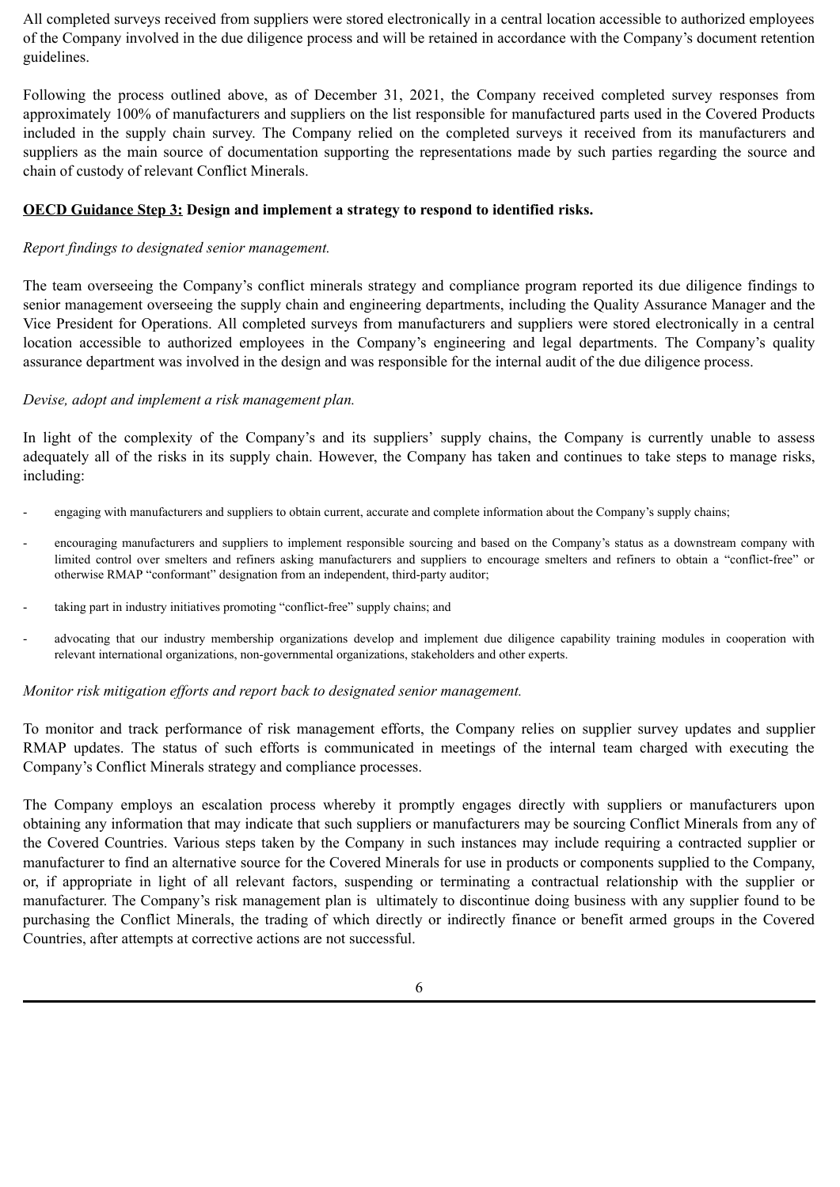All completed surveys received from suppliers were stored electronically in a central location accessible to authorized employees of the Company involved in the due diligence process and will be retained in accordance with the Company's document retention guidelines.

Following the process outlined above, as of December 31, 2021, the Company received completed survey responses from approximately 100% of manufacturers and suppliers on the list responsible for manufactured parts used in the Covered Products included in the supply chain survey. The Company relied on the completed surveys it received from its manufacturers and suppliers as the main source of documentation supporting the representations made by such parties regarding the source and chain of custody of relevant Conflict Minerals.

**<u>OECD Guidance Step 3:</u> Design and implement a strategy to respond to identified risks.**

*Report findings to designated senior management.*

The team overseeing the Company's conflict minerals strategy and compliance program reported its due diligence findings to senior management overseeing the supply chain and engineering departments, including the Quality Assurance Manager and the Vice President for Operations. All completed surveys from manufacturers and suppliers were stored electronically in a central location accessible to authorized employees in the Company's engineering and legal departments. The Company's quality assurance department was involved in the design and was responsible for the internal audit of the due diligence process.

*Devise, adopt and implement a risk management plan.*

In light of the complexity of the Company's and its suppliers' supply chains, the Company is currently unable to assess adequately all of the risks in its supply chain. However, the Company has taken and continues to take steps to manage risks, including:

- engaging with manufacturers and suppliers to obtain current, accurate and complete information about the Company's supply chains;
- encouraging manufacturers and suppliers to implement responsible sourcing and based on the Company's status as a downstream company with limited control over smelters and refiners asking manufacturers and suppliers to encourage smelters and refiners to obtain a "conflict-free" or otherwise RMAP "conformant" designation from an independent, third-party auditor;
- taking part in industry initiatives promoting "conflict-free" supply chains; and
- advocating that our industry membership organizations develop and implement due diligence capability training modules in cooperation with relevant international organizations, non-governmental organizations, stakeholders and other experts.

*Monitor risk mitigation efforts and report back to designated senior management.*

To monitor and track performance of risk management efforts, the Company relies on supplier survey updates and supplier RMAP updates. The status of such efforts is communicated in meetings of the internal team charged with executing the Company's Conflict Minerals strategy and compliance processes.

The Company employs an escalation process whereby it promptly engages directly with suppliers or manufacturers upon obtaining any information that may indicate that such suppliers or manufacturers may be sourcing Conflict Minerals from any of the Covered Countries. Various steps taken by the Company in such instances may include requiring a contracted supplier or manufacturer to find an alternative source for the Covered Minerals for use in products or components supplied to the Company, or, if appropriate in light of all relevant factors, suspending or terminating a contractual relationship with the supplier or manufacturer. The Company's risk management plan is ultimately to discontinue doing business with any supplier found to be purchasing the Conflict Minerals, the trading of which directly or indirectly finance or benefit armed groups in the Covered Countries, after attempts at corrective actions are not successful.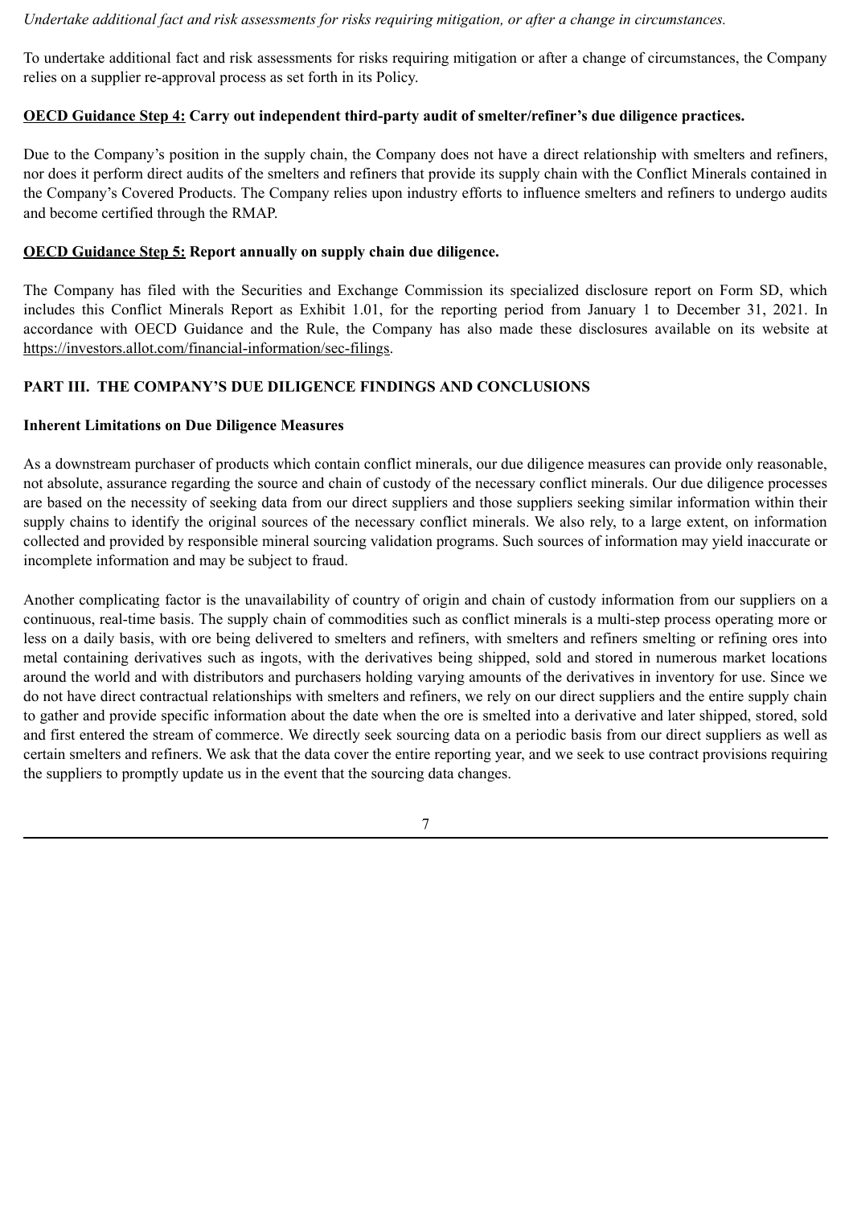*Undertake additional fact and risk assessments for risks requiring mitigation, or after a change in circumstances.*

To undertake additional fact and risk assessments for risks requiring mitigation or after a change of circumstances, the Company relies on a supplier re-approval process as set forth in its Policy.

**<u>OECD Guidance Step 4:</u> Carry out independent third-party audit of smelter/refiner's due diligence practices.**

Due to the Company's position in the supply chain, the Company does not have a direct relationship with smelters and refiners, nor does it perform direct audits of the smelters and refiners that provide its supply chain with the Conflict Minerals contained in the Company's Covered Products. The Company relies upon industry efforts to influence smelters and refiners to undergo audits and become certified through the RMAP.

**<u>OECD Guidance Step 5:</u> Report annually on supply chain due diligence.**

The Company has filed with the Securities and Exchange Commission its specialized disclosure report on Form SD, which includes this Conflict Minerals Report as Exhibit 1.01, for the reporting period from January 1 to December 31, 2021. In accordance with OECD Guidance and the Rule, the Company has also made these disclosures available on its website at https://investors.allot.com/financial-information/sec-filings.

## PART III. THE COMPANY'S DUE DILIGENCE FINDINGS AND CONCLUSIONS

### Inherent Limitations on Due Diligence Measures

As a downstream purchaser of products which contain conflict minerals, our due diligence measures can provide only reasonable, not absolute, assurance regarding the source and chain of custody of the necessary conflict minerals. Our due diligence processes are based on the necessity of seeking data from our direct suppliers and those suppliers seeking similar information within their supply chains to identify the original sources of the necessary conflict minerals. We also rely, to a large extent, on information collected and provided by responsible mineral sourcing validation programs. Such sources of information may yield inaccurate or incomplete information and may be subject to fraud.

Another complicating factor is the unavailability of country of origin and chain of custody information from our suppliers on a continuous, real-time basis. The supply chain of commodities such as conflict minerals is a multi-step process operating more or less on a daily basis, with ore being delivered to smelters and refiners, with smelters and refiners smelting or refining ores into metal containing derivatives such as ingots, with the derivatives being shipped, sold and stored in numerous market locations around the world and with distributors and purchasers holding varying amounts of the derivatives in inventory for use. Since we do not have direct contractual relationships with smelters and refiners, we rely on our direct suppliers and the entire supply chain to gather and provide specific information about the date when the ore is smelted into a derivative and later shipped, stored, sold and first entered the stream of commerce. We directly seek sourcing data on a periodic basis from our direct suppliers as well as certain smelters and refiners. We ask that the data cover the entire reporting year, and we seek to use contract provisions requiring the suppliers to promptly update us in the event that the sourcing data changes.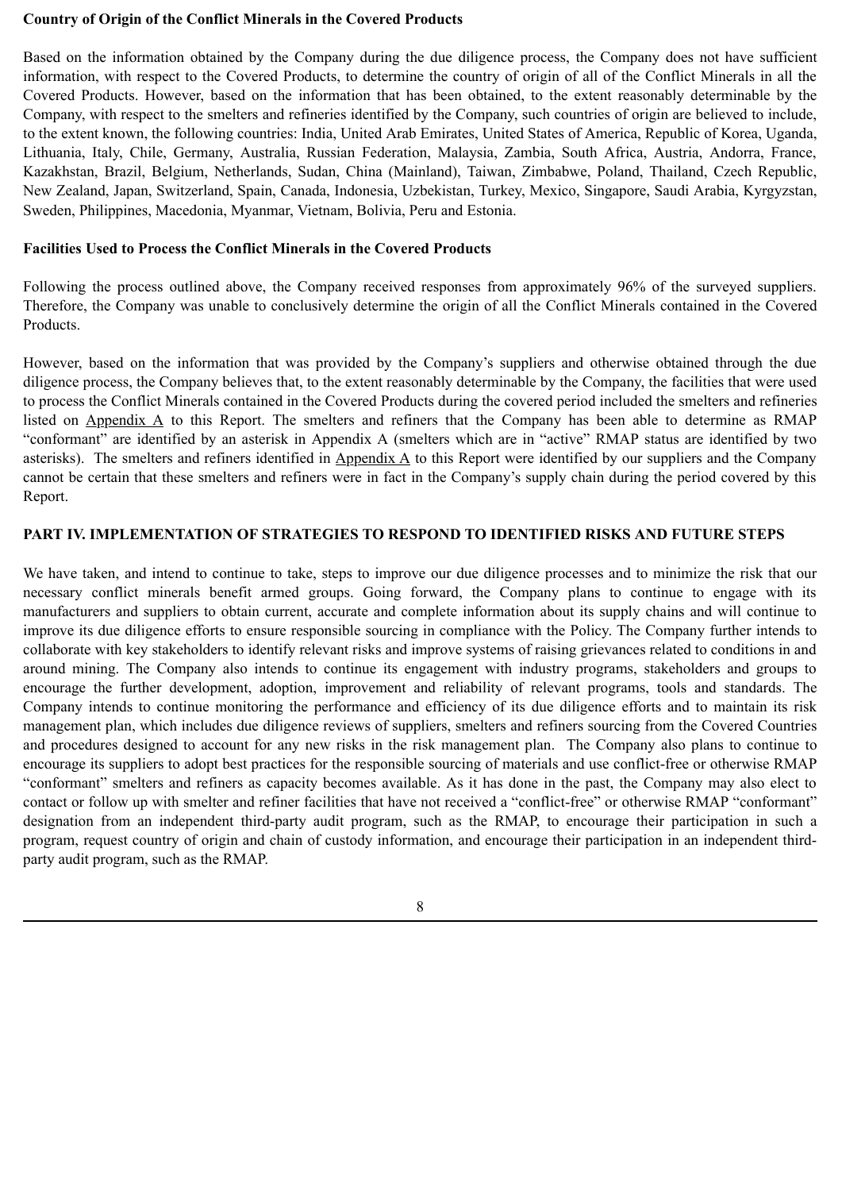**Country of Origin of the Conflict Minerals in the Covered Products**

Based on the information obtained by the Company during the due diligence process, the Company does not have sufficient information, with respect to the Covered Products, to determine the country of origin of all of the Conflict Minerals in all the Covered Products. However, based on the information that has been obtained, to the extent reasonably determinable by the Company, with respect to the smelters and refineries identified by the Company, such countries of origin are believed to include, to the extent known, the following countries: India, United Arab Emirates, United States of America, Republic of Korea, Uganda, Lithuania, Italy, Chile, Germany, Australia, Russian Federation, Malaysia, Zambia, South Africa, Austria, Andorra, France, Kazakhstan, Brazil, Belgium, Netherlands, Sudan, China (Mainland), Taiwan, Zimbabwe, Poland, Thailand, Czech Republic, New Zealand, Japan, Switzerland, Spain, Canada, Indonesia, Uzbekistan, Turkey, Mexico, Singapore, Saudi Arabia, Kyrgyzstan, Sweden, Philippines, Macedonia, Myanmar, Vietnam, Bolivia, Peru and Estonia.

**Facilities Used to Process the Conflict Minerals in the Covered Products**

Following the process outlined above, the Company received responses from approximately 96% of the surveyed suppliers. Therefore, the Company was unable to conclusively determine the origin of all the Conflict Minerals contained in the Covered Products.

However, based on the information that was provided by the Company's suppliers and otherwise obtained through the due diligence process, the Company believes that, to the extent reasonably determinable by the Company, the facilities that were used to process the Conflict Minerals contained in the Covered Products during the covered period included the smelters and refineries listed on Appendix A to this Report. The smelters and refiners that the Company has been able to determine as RMAP "conformant" are identified by an asterisk in Appendix A (smelters which are in "active" RMAP status are identified by two asterisks). The smelters and refiners identified in Appendix A to this Report were identified by our suppliers and the Company cannot be certain that these smelters and refiners were in fact in the Company's supply chain during the period covered by this Report.

**PART IV. IMPLEMENTATION OF STRATEGIES TO RESPOND TO IDENTIFIED RISKS AND FUTURE STEPS**

We have taken, and intend to continue to take, steps to improve our due diligence processes and to minimize the risk that our necessary conflict minerals benefit armed groups. Going forward, the Company plans to continue to engage with its manufacturers and suppliers to obtain current, accurate and complete information about its supply chains and will continue to improve its due diligence efforts to ensure responsible sourcing in compliance with the Policy. The Company further intends to collaborate with key stakeholders to identify relevant risks and improve systems of raising grievances related to conditions in and around mining. The Company also intends to continue its engagement with industry programs, stakeholders and groups to encourage the further development, adoption, improvement and reliability of relevant programs, tools and standards. The Company intends to continue monitoring the performance and efficiency of its due diligence efforts and to maintain its risk management plan, which includes due diligence reviews of suppliers, smelters and refiners sourcing from the Covered Countries and procedures designed to account for any new risks in the risk management plan. The Company also plans to continue to encourage its suppliers to adopt best practices for the responsible sourcing of materials and use conflict-free or otherwise RMAP "conformant" smelters and refiners as capacity becomes available. As it has done in the past, the Company may also elect to contact or follow up with smelter and refiner facilities that have not received a "conflict-free" or otherwise RMAP "conformant" designation from an independent third-party audit program, such as the RMAP, to encourage their participation in such a program, request country of origin and chain of custody information, and encourage their participation in an independent third-party audit program, such as the RMAP.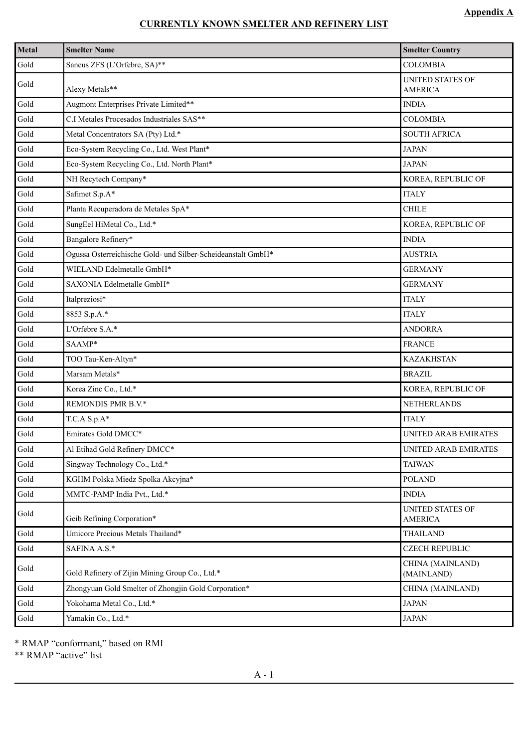**Appendix A**

**CURRENTLY KNOWN SMELTER AND REFINERY LIST**

| Metal | Smelter Name | Smelter Country |
|---|---|---|
| Gold | Sancus ZFS (L'Orfebre, SA)** | COLOMBIA |
| Gold | Alexy Metals** | UNITED STATES OF AMERICA |
| Gold | Augmont Enterprises Private Limited** | INDIA |
| Gold | C.I Metales Procesados Industriales SAS** | COLOMBIA |
| Gold | Metal Concentrators SA (Pty) Ltd.* | SOUTH AFRICA |
| Gold | Eco-System Recycling Co., Ltd. West Plant* | JAPAN |
| Gold | Eco-System Recycling Co., Ltd. North Plant* | JAPAN |
| Gold | NH Recytech Company* | KOREA, REPUBLIC OF |
| Gold | Safimet S.p.A* | ITALY |
| Gold | Planta Recuperadora de Metales SpA* | CHILE |
| Gold | SungEel HiMetal Co., Ltd.* | KOREA, REPUBLIC OF |
| Gold | Bangalore Refinery* | INDIA |
| Gold | Ogussa Osterreichische Gold- und Silber-Scheideanstalt GmbH* | AUSTRIA |
| Gold | WIELAND Edelmetalle GmbH* | GERMANY |
| Gold | SAXONIA Edelmetalle GmbH* | GERMANY |
| Gold | Italpreziosi* | ITALY |
| Gold | 8853 S.p.A.* | ITALY |
| Gold | L'Orfebre S.A.* | ANDORRA |
| Gold | SAAMP* | FRANCE |
| Gold | TOO Tau-Ken-Altyn* | KAZAKHSTAN |
| Gold | Marsam Metals* | BRAZIL |
| Gold | Korea Zinc Co., Ltd.* | KOREA, REPUBLIC OF |
| Gold | REMONDIS PMR B.V.* | NETHERLANDS |
| Gold | T.C.A S.p.A* | ITALY |
| Gold | Emirates Gold DMCC* | UNITED ARAB EMIRATES |
| Gold | Al Etihad Gold Refinery DMCC* | UNITED ARAB EMIRATES |
| Gold | Singway Technology Co., Ltd.* | TAIWAN |
| Gold | KGHM Polska Miedz Spolka Akcyjna* | POLAND |
| Gold | MMTC-PAMP India Pvt., Ltd.* | INDIA |
| Gold | Geib Refining Corporation* | UNITED STATES OF AMERICA |
| Gold | Umicore Precious Metals Thailand* | THAILAND |
| Gold | SAFINA A.S.* | CZECH REPUBLIC |
| Gold | Gold Refinery of Zijin Mining Group Co., Ltd.* | CHINA (MAINLAND) (MAINLAND) |
| Gold | Zhongyuan Gold Smelter of Zhongjin Gold Corporation* | CHINA (MAINLAND) |
| Gold | Yokohama Metal Co., Ltd.* | JAPAN |
| Gold | Yamakin Co., Ltd.* | JAPAN |

* RMAP "conformant," based on RMI

** RMAP "active" list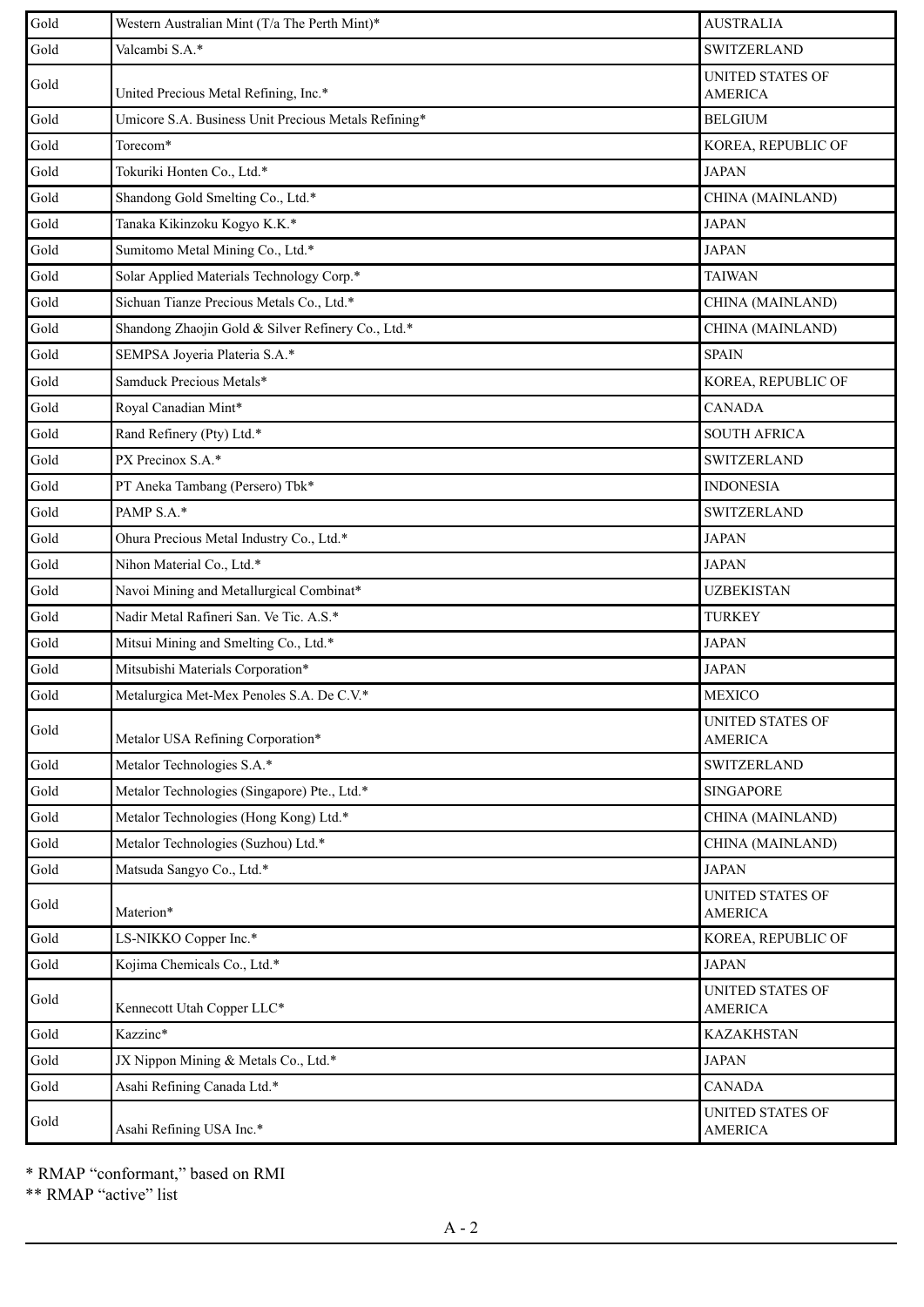| | | |
|---|---|---|
| Gold | Western Australian Mint (T/a The Perth Mint)* | AUSTRALIA |
| Gold | Valcambi S.A.* | SWITZERLAND |
| Gold | United Precious Metal Refining, Inc.* | UNITED STATES OF AMERICA |
| Gold | Umicore S.A. Business Unit Precious Metals Refining* | BELGIUM |
| Gold | Torecom* | KOREA, REPUBLIC OF |
| Gold | Tokuriki Honten Co., Ltd.* | JAPAN |
| Gold | Shandong Gold Smelting Co., Ltd.* | CHINA (MAINLAND) |
| Gold | Tanaka Kikinzoku Kogyo K.K.* | JAPAN |
| Gold | Sumitomo Metal Mining Co., Ltd.* | JAPAN |
| Gold | Solar Applied Materials Technology Corp.* | TAIWAN |
| Gold | Sichuan Tianze Precious Metals Co., Ltd.* | CHINA (MAINLAND) |
| Gold | Shandong Zhaojin Gold & Silver Refinery Co., Ltd.* | CHINA (MAINLAND) |
| Gold | SEMPSA Joyeria Plateria S.A.* | SPAIN |
| Gold | Samduck Precious Metals* | KOREA, REPUBLIC OF |
| Gold | Royal Canadian Mint* | CANADA |
| Gold | Rand Refinery (Pty) Ltd.* | SOUTH AFRICA |
| Gold | PX Precinox S.A.* | SWITZERLAND |
| Gold | PT Aneka Tambang (Persero) Tbk* | INDONESIA |
| Gold | PAMP S.A.* | SWITZERLAND |
| Gold | Ohura Precious Metal Industry Co., Ltd.* | JAPAN |
| Gold | Nihon Material Co., Ltd.* | JAPAN |
| Gold | Navoi Mining and Metallurgical Combinat* | UZBEKISTAN |
| Gold | Nadir Metal Rafineri San. Ve Tic. A.S.* | TURKEY |
| Gold | Mitsui Mining and Smelting Co., Ltd.* | JAPAN |
| Gold | Mitsubishi Materials Corporation* | JAPAN |
| Gold | Metalurgica Met-Mex Penoles S.A. De C.V.* | MEXICO |
| Gold | Metalor USA Refining Corporation* | UNITED STATES OF AMERICA |
| Gold | Metalor Technologies S.A.* | SWITZERLAND |
| Gold | Metalor Technologies (Singapore) Pte., Ltd.* | SINGAPORE |
| Gold | Metalor Technologies (Hong Kong) Ltd.* | CHINA (MAINLAND) |
| Gold | Metalor Technologies (Suzhou) Ltd.* | CHINA (MAINLAND) |
| Gold | Matsuda Sangyo Co., Ltd.* | JAPAN |
| Gold | Materion* | UNITED STATES OF AMERICA |
| Gold | LS-NIKKO Copper Inc.* | KOREA, REPUBLIC OF |
| Gold | Kojima Chemicals Co., Ltd.* | JAPAN |
| Gold | Kennecott Utah Copper LLC* | UNITED STATES OF AMERICA |
| Gold | Kazzinc* | KAZAKHSTAN |
| Gold | JX Nippon Mining & Metals Co., Ltd.* | JAPAN |
| Gold | Asahi Refining Canada Ltd.* | CANADA |
| Gold | Asahi Refining USA Inc.* | UNITED STATES OF AMERICA |

* RMAP "conformant," based on RMI

** RMAP "active" list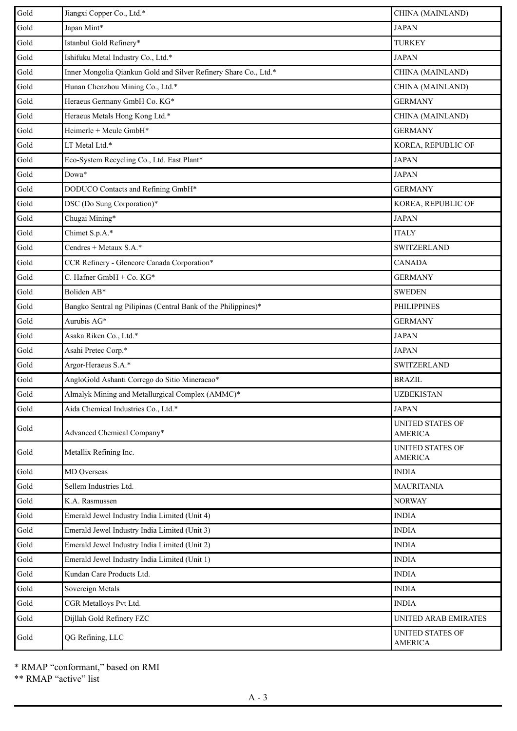| | | |
|---|---|---|
| Gold | Jiangxi Copper Co., Ltd.* | CHINA (MAINLAND) |
| Gold | Japan Mint* | JAPAN |
| Gold | Istanbul Gold Refinery* | TURKEY |
| Gold | Ishifuku Metal Industry Co., Ltd.* | JAPAN |
| Gold | Inner Mongolia Qiankun Gold and Silver Refinery Share Co., Ltd.* | CHINA (MAINLAND) |
| Gold | Hunan Chenzhou Mining Co., Ltd.* | CHINA (MAINLAND) |
| Gold | Heraeus Germany GmbH Co. KG* | GERMANY |
| Gold | Heraeus Metals Hong Kong Ltd.* | CHINA (MAINLAND) |
| Gold | Heimerle + Meule GmbH* | GERMANY |
| Gold | LT Metal Ltd.* | KOREA, REPUBLIC OF |
| Gold | Eco-System Recycling Co., Ltd. East Plant* | JAPAN |
| Gold | Dowa* | JAPAN |
| Gold | DODUCO Contacts and Refining GmbH* | GERMANY |
| Gold | DSC (Do Sung Corporation)* | KOREA, REPUBLIC OF |
| Gold | Chugai Mining* | JAPAN |
| Gold | Chimet S.p.A.* | ITALY |
| Gold | Cendres + Metaux S.A.* | SWITZERLAND |
| Gold | CCR Refinery - Glencore Canada Corporation* | CANADA |
| Gold | C. Hafner GmbH + Co. KG* | GERMANY |
| Gold | Boliden AB* | SWEDEN |
| Gold | Bangko Sentral ng Pilipinas (Central Bank of the Philippines)* | PHILIPPINES |
| Gold | Aurubis AG* | GERMANY |
| Gold | Asaka Riken Co., Ltd.* | JAPAN |
| Gold | Asahi Pretec Corp.* | JAPAN |
| Gold | Argor-Heraeus S.A.* | SWITZERLAND |
| Gold | AngloGold Ashanti Corrego do Sitio Mineracao* | BRAZIL |
| Gold | Almalyk Mining and Metallurgical Complex (AMMC)* | UZBEKISTAN |
| Gold | Aida Chemical Industries Co., Ltd.* | JAPAN |
| Gold | Advanced Chemical Company* | UNITED STATES OF AMERICA |
| Gold | Metallix Refining Inc. | UNITED STATES OF AMERICA |
| Gold | MD Overseas | INDIA |
| Gold | Sellem Industries Ltd. | MAURITANIA |
| Gold | K.A. Rasmussen | NORWAY |
| Gold | Emerald Jewel Industry India Limited (Unit 4) | INDIA |
| Gold | Emerald Jewel Industry India Limited (Unit 3) | INDIA |
| Gold | Emerald Jewel Industry India Limited (Unit 2) | INDIA |
| Gold | Emerald Jewel Industry India Limited (Unit 1) | INDIA |
| Gold | Kundan Care Products Ltd. | INDIA |
| Gold | Sovereign Metals | INDIA |
| Gold | CGR Metalloys Pvt Ltd. | INDIA |
| Gold | Dijllah Gold Refinery FZC | UNITED ARAB EMIRATES |
| Gold | QG Refining, LLC | UNITED STATES OF AMERICA |

* RMAP "conformant," based on RMI

** RMAP "active" list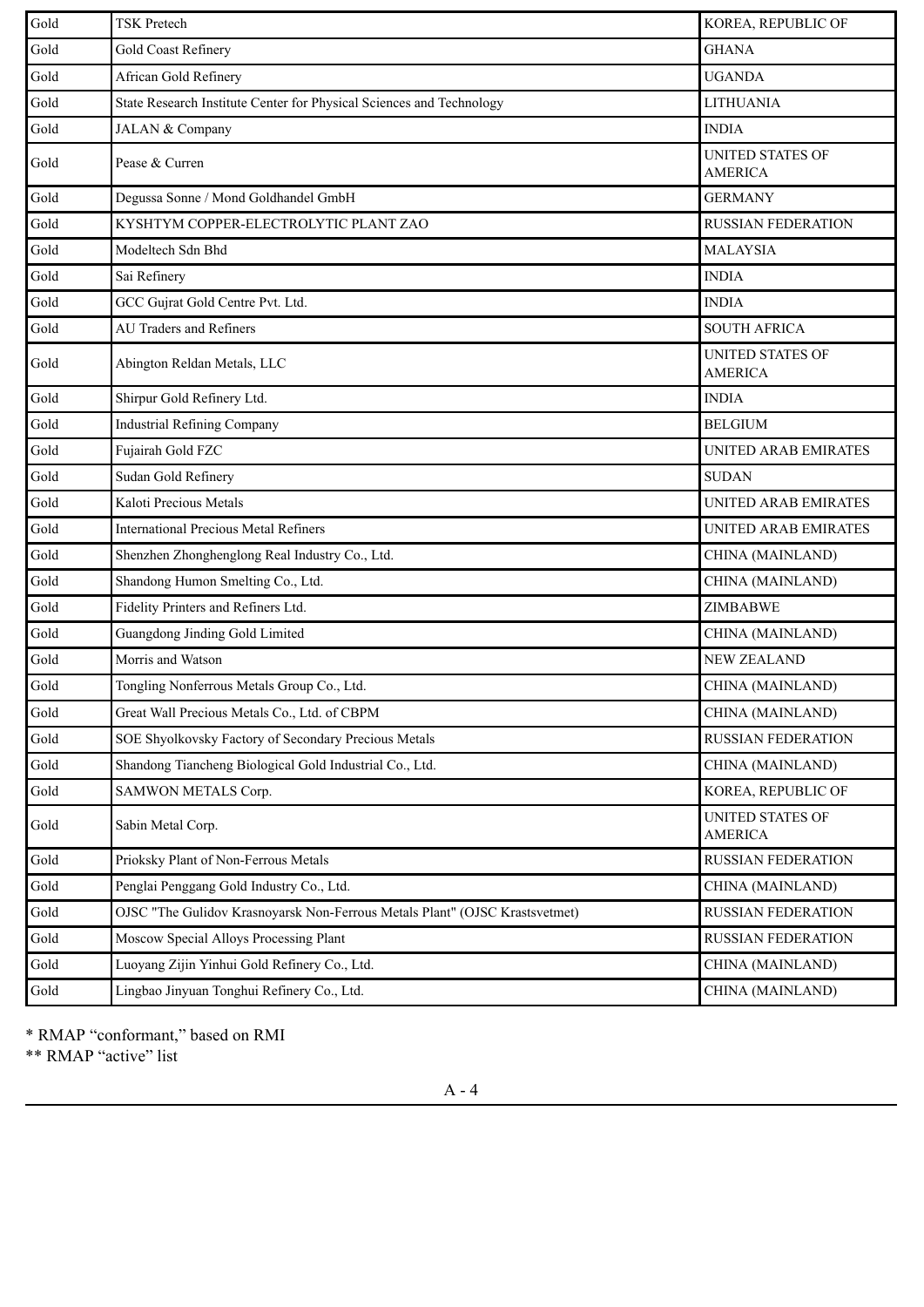| | | |
|---|---|---|
| Gold | TSK Pretech | KOREA, REPUBLIC OF |
| Gold | Gold Coast Refinery | GHANA |
| Gold | African Gold Refinery | UGANDA |
| Gold | State Research Institute Center for Physical Sciences and Technology | LITHUANIA |
| Gold | JALAN & Company | INDIA |
| Gold | Pease & Curren | UNITED STATES OF AMERICA |
| Gold | Degussa Sonne / Mond Goldhandel GmbH | GERMANY |
| Gold | KYSHTYM COPPER-ELECTROLYTIC PLANT ZAO | RUSSIAN FEDERATION |
| Gold | Modeltech Sdn Bhd | MALAYSIA |
| Gold | Sai Refinery | INDIA |
| Gold | GCC Gujrat Gold Centre Pvt. Ltd. | INDIA |
| Gold | AU Traders and Refiners | SOUTH AFRICA |
| Gold | Abington Reldan Metals, LLC | UNITED STATES OF AMERICA |
| Gold | Shirpur Gold Refinery Ltd. | INDIA |
| Gold | Industrial Refining Company | BELGIUM |
| Gold | Fujairah Gold FZC | UNITED ARAB EMIRATES |
| Gold | Sudan Gold Refinery | SUDAN |
| Gold | Kaloti Precious Metals | UNITED ARAB EMIRATES |
| Gold | International Precious Metal Refiners | UNITED ARAB EMIRATES |
| Gold | Shenzhen Zhonghenglong Real Industry Co., Ltd. | CHINA (MAINLAND) |
| Gold | Shandong Humon Smelting Co., Ltd. | CHINA (MAINLAND) |
| Gold | Fidelity Printers and Refiners Ltd. | ZIMBABWE |
| Gold | Guangdong Jinding Gold Limited | CHINA (MAINLAND) |
| Gold | Morris and Watson | NEW ZEALAND |
| Gold | Tongling Nonferrous Metals Group Co., Ltd. | CHINA (MAINLAND) |
| Gold | Great Wall Precious Metals Co., Ltd. of CBPM | CHINA (MAINLAND) |
| Gold | SOE Shyolkovsky Factory of Secondary Precious Metals | RUSSIAN FEDERATION |
| Gold | Shandong Tiancheng Biological Gold Industrial Co., Ltd. | CHINA (MAINLAND) |
| Gold | SAMWON METALS Corp. | KOREA, REPUBLIC OF |
| Gold | Sabin Metal Corp. | UNITED STATES OF AMERICA |
| Gold | Prioksky Plant of Non-Ferrous Metals | RUSSIAN FEDERATION |
| Gold | Penglai Penggang Gold Industry Co., Ltd. | CHINA (MAINLAND) |
| Gold | OJSC "The Gulidov Krasnoyarsk Non-Ferrous Metals Plant" (OJSC Krastsvetmet) | RUSSIAN FEDERATION |
| Gold | Moscow Special Alloys Processing Plant | RUSSIAN FEDERATION |
| Gold | Luoyang Zijin Yinhui Gold Refinery Co., Ltd. | CHINA (MAINLAND) |
| Gold | Lingbao Jinyuan Tonghui Refinery Co., Ltd. | CHINA (MAINLAND) |

* RMAP "conformant," based on RMI
** RMAP "active" list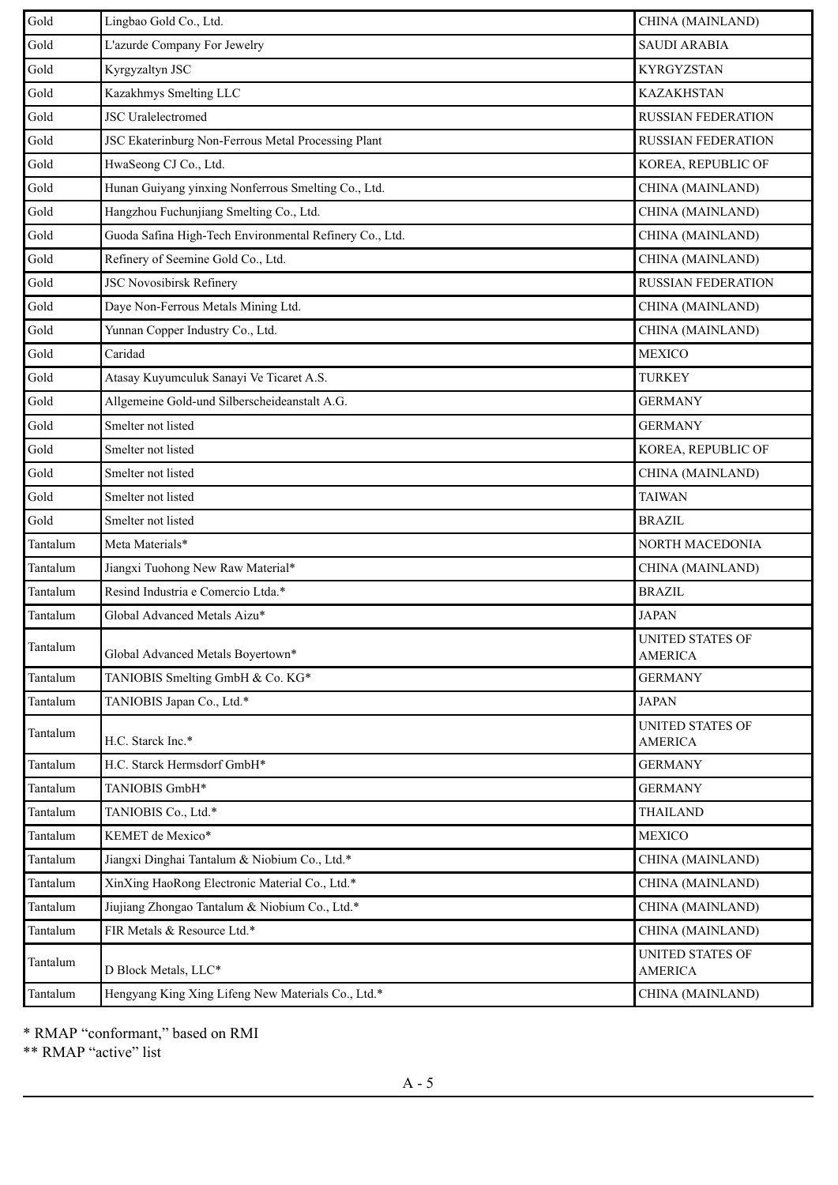| | | |
|---|---|---|
| Gold | Lingbao Gold Co., Ltd. | CHINA (MAINLAND) |
| Gold | L'azurde Company For Jewelry | SAUDI ARABIA |
| Gold | Kyrgyzaltyn JSC | KYRGYZSTAN |
| Gold | Kazakhmys Smelting LLC | KAZAKHSTAN |
| Gold | JSC Uralelectromed | RUSSIAN FEDERATION |
| Gold | JSC Ekaterinburg Non-Ferrous Metal Processing Plant | RUSSIAN FEDERATION |
| Gold | HwaSeong CJ Co., Ltd. | KOREA, REPUBLIC OF |
| Gold | Hunan Guiyang yinxing Nonferrous Smelting Co., Ltd. | CHINA (MAINLAND) |
| Gold | Hangzhou Fuchunjiang Smelting Co., Ltd. | CHINA (MAINLAND) |
| Gold | Guoda Safina High-Tech Environmental Refinery Co., Ltd. | CHINA (MAINLAND) |
| Gold | Refinery of Seemine Gold Co., Ltd. | CHINA (MAINLAND) |
| Gold | JSC Novosibirsk Refinery | RUSSIAN FEDERATION |
| Gold | Daye Non-Ferrous Metals Mining Ltd. | CHINA (MAINLAND) |
| Gold | Yunnan Copper Industry Co., Ltd. | CHINA (MAINLAND) |
| Gold | Caridad | MEXICO |
| Gold | Atasay Kuyumculuk Sanayi Ve Ticaret A.S. | TURKEY |
| Gold | Allgemeine Gold-und Silberscheideanstalt A.G. | GERMANY |
| Gold | Smelter not listed | GERMANY |
| Gold | Smelter not listed | KOREA, REPUBLIC OF |
| Gold | Smelter not listed | CHINA (MAINLAND) |
| Gold | Smelter not listed | TAIWAN |
| Gold | Smelter not listed | BRAZIL |
| Tantalum | Meta Materials* | NORTH MACEDONIA |
| Tantalum | Jiangxi Tuohong New Raw Material* | CHINA (MAINLAND) |
| Tantalum | Resind Industria e Comercio Ltda.* | BRAZIL |
| Tantalum | Global Advanced Metals Aizu* | JAPAN |
| Tantalum | Global Advanced Metals Boyertown* | UNITED STATES OF AMERICA |
| Tantalum | TANIOBIS Smelting GmbH & Co. KG* | GERMANY |
| Tantalum | TANIOBIS Japan Co., Ltd.* | JAPAN |
| Tantalum | H.C. Starck Inc.* | UNITED STATES OF AMERICA |
| Tantalum | H.C. Starck Hermsdorf GmbH* | GERMANY |
| Tantalum | TANIOBIS GmbH* | GERMANY |
| Tantalum | TANIOBIS Co., Ltd.* | THAILAND |
| Tantalum | KEMET de Mexico* | MEXICO |
| Tantalum | Jiangxi Dinghai Tantalum & Niobium Co., Ltd.* | CHINA (MAINLAND) |
| Tantalum | XinXing HaoRong Electronic Material Co., Ltd.* | CHINA (MAINLAND) |
| Tantalum | Jiujiang Zhongao Tantalum & Niobium Co., Ltd.* | CHINA (MAINLAND) |
| Tantalum | FIR Metals & Resource Ltd.* | CHINA (MAINLAND) |
| Tantalum | D Block Metals, LLC* | UNITED STATES OF AMERICA |
| Tantalum | Hengyang King Xing Lifeng New Materials Co., Ltd.* | CHINA (MAINLAND) |

* RMAP "conformant," based on RMI

** RMAP "active" list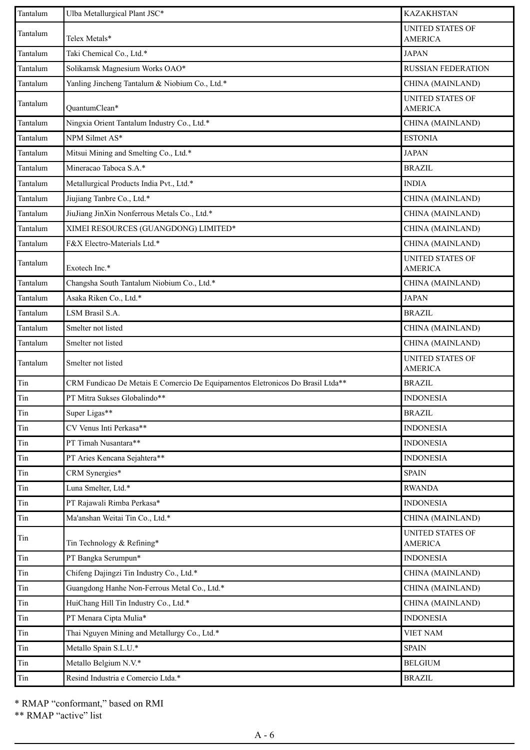| | | |
|---|---|---|
| Tantalum | Ulba Metallurgical Plant JSC* | KAZAKHSTAN |
| Tantalum | Telex Metals* | UNITED STATES OF AMERICA |
| Tantalum | Taki Chemical Co., Ltd.* | JAPAN |
| Tantalum | Solikamsk Magnesium Works OAO* | RUSSIAN FEDERATION |
| Tantalum | Yanling Jincheng Tantalum & Niobium Co., Ltd.* | CHINA (MAINLAND) |
| Tantalum | QuantumClean* | UNITED STATES OF AMERICA |
| Tantalum | Ningxia Orient Tantalum Industry Co., Ltd.* | CHINA (MAINLAND) |
| Tantalum | NPM Silmet AS* | ESTONIA |
| Tantalum | Mitsui Mining and Smelting Co., Ltd.* | JAPAN |
| Tantalum | Mineracao Taboca S.A.* | BRAZIL |
| Tantalum | Metallurgical Products India Pvt., Ltd.* | INDIA |
| Tantalum | Jiujiang Tanbre Co., Ltd.* | CHINA (MAINLAND) |
| Tantalum | JiuJiang JinXin Nonferrous Metals Co., Ltd.* | CHINA (MAINLAND) |
| Tantalum | XIMEI RESOURCES (GUANGDONG) LIMITED* | CHINA (MAINLAND) |
| Tantalum | F&X Electro-Materials Ltd.* | CHINA (MAINLAND) |
| Tantalum | Exotech Inc.* | UNITED STATES OF AMERICA |
| Tantalum | Changsha South Tantalum Niobium Co., Ltd.* | CHINA (MAINLAND) |
| Tantalum | Asaka Riken Co., Ltd.* | JAPAN |
| Tantalum | LSM Brasil S.A. | BRAZIL |
| Tantalum | Smelter not listed | CHINA (MAINLAND) |
| Tantalum | Smelter not listed | CHINA (MAINLAND) |
| Tantalum | Smelter not listed | UNITED STATES OF AMERICA |
| Tin | CRM Fundicao De Metais E Comercio De Equipamentos Eletronicos Do Brasil Ltda** | BRAZIL |
| Tin | PT Mitra Sukses Globalindo** | INDONESIA |
| Tin | Super Ligas** | BRAZIL |
| Tin | CV Venus Inti Perkasa** | INDONESIA |
| Tin | PT Timah Nusantara** | INDONESIA |
| Tin | PT Aries Kencana Sejahtera** | INDONESIA |
| Tin | CRM Synergies* | SPAIN |
| Tin | Luna Smelter, Ltd.* | RWANDA |
| Tin | PT Rajawali Rimba Perkasa* | INDONESIA |
| Tin | Ma'anshan Weitai Tin Co., Ltd.* | CHINA (MAINLAND) |
| Tin | Tin Technology & Refining* | UNITED STATES OF AMERICA |
| Tin | PT Bangka Serumpun* | INDONESIA |
| Tin | Chifeng Dajingzi Tin Industry Co., Ltd.* | CHINA (MAINLAND) |
| Tin | Guangdong Hanhe Non-Ferrous Metal Co., Ltd.* | CHINA (MAINLAND) |
| Tin | HuiChang Hill Tin Industry Co., Ltd.* | CHINA (MAINLAND) |
| Tin | PT Menara Cipta Mulia* | INDONESIA |
| Tin | Thai Nguyen Mining and Metallurgy Co., Ltd.* | VIET NAM |
| Tin | Metallo Spain S.L.U.* | SPAIN |
| Tin | Metallo Belgium N.V.* | BELGIUM |
| Tin | Resind Industria e Comercio Ltda.* | BRAZIL |

* RMAP "conformant," based on RMI
** RMAP "active" list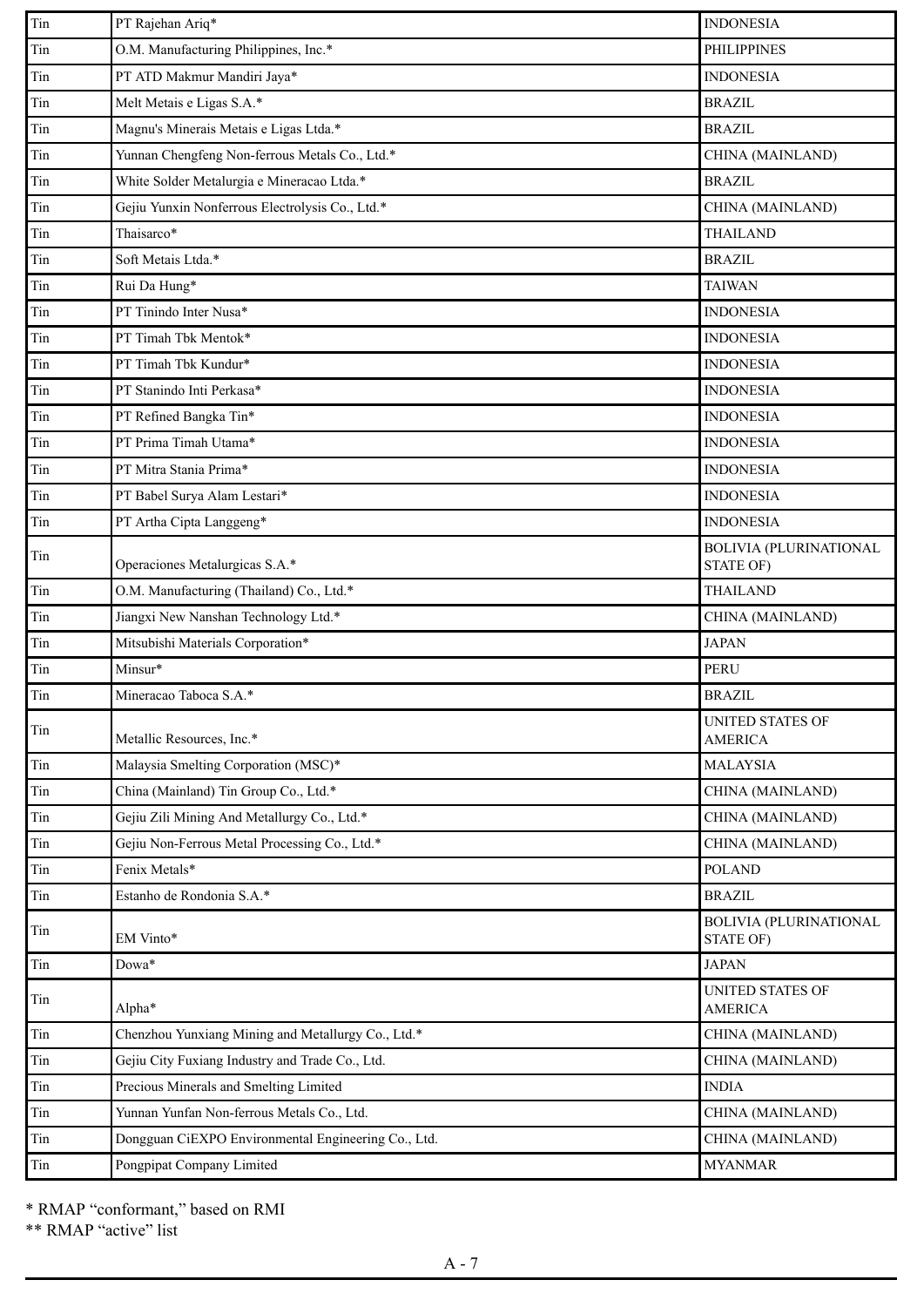| | | |
|---|---|---|
| Tin | PT Rajehan Ariq* | INDONESIA |
| Tin | O.M. Manufacturing Philippines, Inc.* | PHILIPPINES |
| Tin | PT ATD Makmur Mandiri Jaya* | INDONESIA |
| Tin | Melt Metais e Ligas S.A.* | BRAZIL |
| Tin | Magnu's Minerais Metais e Ligas Ltda.* | BRAZIL |
| Tin | Yunnan Chengfeng Non-ferrous Metals Co., Ltd.* | CHINA (MAINLAND) |
| Tin | White Solder Metalurgia e Mineracao Ltda.* | BRAZIL |
| Tin | Gejiu Yunxin Nonferrous Electrolysis Co., Ltd.* | CHINA (MAINLAND) |
| Tin | Thaisarco* | THAILAND |
| Tin | Soft Metais Ltda.* | BRAZIL |
| Tin | Rui Da Hung* | TAIWAN |
| Tin | PT Tinindo Inter Nusa* | INDONESIA |
| Tin | PT Timah Tbk Mentok* | INDONESIA |
| Tin | PT Timah Tbk Kundur* | INDONESIA |
| Tin | PT Stanindo Inti Perkasa* | INDONESIA |
| Tin | PT Refined Bangka Tin* | INDONESIA |
| Tin | PT Prima Timah Utama* | INDONESIA |
| Tin | PT Mitra Stania Prima* | INDONESIA |
| Tin | PT Babel Surya Alam Lestari* | INDONESIA |
| Tin | PT Artha Cipta Langgeng* | INDONESIA |
| Tin | Operaciones Metalurgicas S.A.* | BOLIVIA (PLURINATIONAL STATE OF) |
| Tin | O.M. Manufacturing (Thailand) Co., Ltd.* | THAILAND |
| Tin | Jiangxi New Nanshan Technology Ltd.* | CHINA (MAINLAND) |
| Tin | Mitsubishi Materials Corporation* | JAPAN |
| Tin | Minsur* | PERU |
| Tin | Mineracao Taboca S.A.* | BRAZIL |
| Tin | Metallic Resources, Inc.* | UNITED STATES OF AMERICA |
| Tin | Malaysia Smelting Corporation (MSC)* | MALAYSIA |
| Tin | China (Mainland) Tin Group Co., Ltd.* | CHINA (MAINLAND) |
| Tin | Gejiu Zili Mining And Metallurgy Co., Ltd.* | CHINA (MAINLAND) |
| Tin | Gejiu Non-Ferrous Metal Processing Co., Ltd.* | CHINA (MAINLAND) |
| Tin | Fenix Metals* | POLAND |
| Tin | Estanho de Rondonia S.A.* | BRAZIL |
| Tin | EM Vinto* | BOLIVIA (PLURINATIONAL STATE OF) |
| Tin | Dowa* | JAPAN |
| Tin | Alpha* | UNITED STATES OF AMERICA |
| Tin | Chenzhou Yunxiang Mining and Metallurgy Co., Ltd.* | CHINA (MAINLAND) |
| Tin | Gejiu City Fuxiang Industry and Trade Co., Ltd. | CHINA (MAINLAND) |
| Tin | Precious Minerals and Smelting Limited | INDIA |
| Tin | Yunnan Yunfan Non-ferrous Metals Co., Ltd. | CHINA (MAINLAND) |
| Tin | Dongguan CiEXPO Environmental Engineering Co., Ltd. | CHINA (MAINLAND) |
| Tin | Pongpipat Company Limited | MYANMAR |

* RMAP "conformant," based on RMI

** RMAP "active" list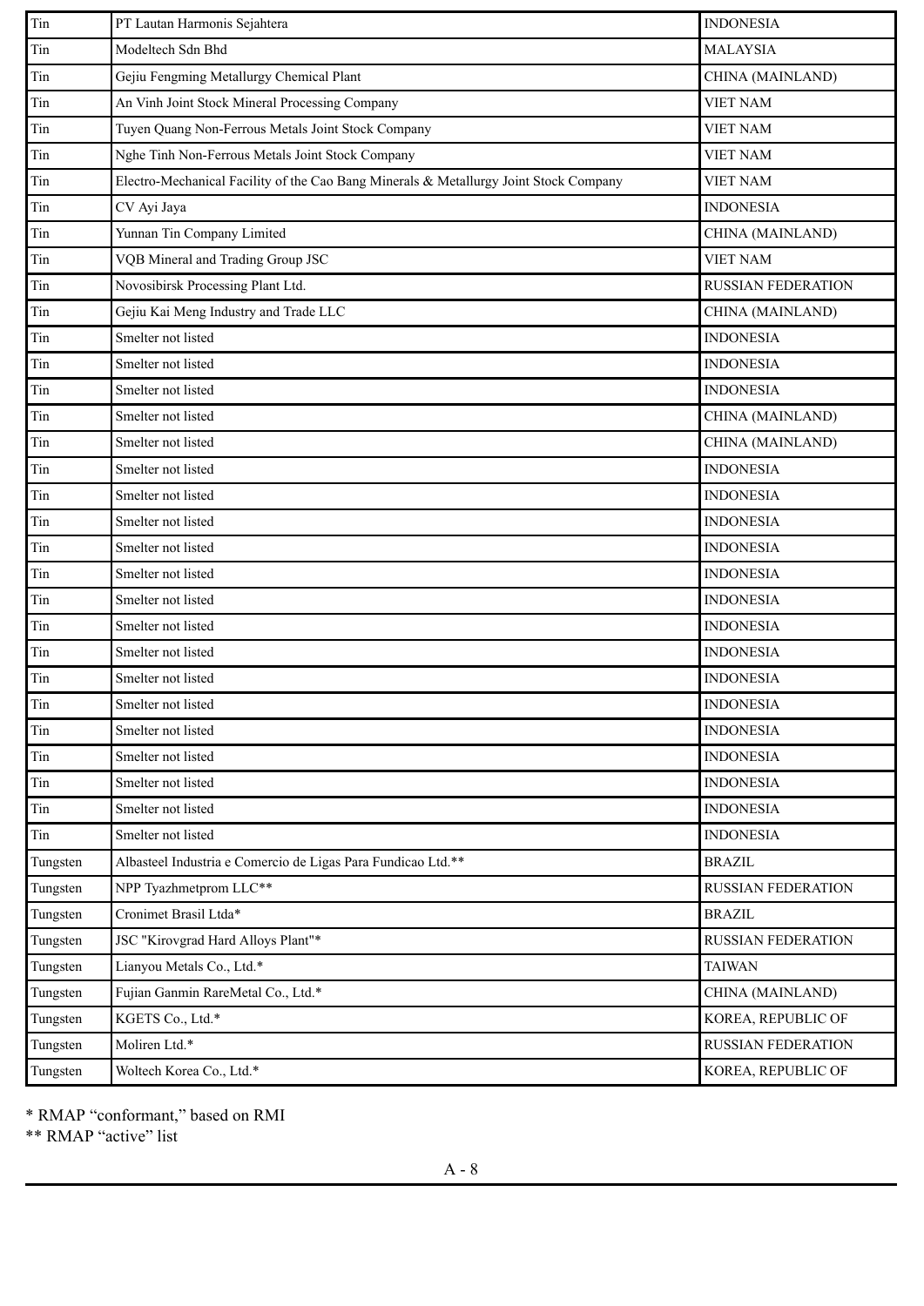| | | |
|---|---|---|
| Tin | PT Lautan Harmonis Sejahtera | INDONESIA |
| Tin | Modeltech Sdn Bhd | MALAYSIA |
| Tin | Gejiu Fengming Metallurgy Chemical Plant | CHINA (MAINLAND) |
| Tin | An Vinh Joint Stock Mineral Processing Company | VIET NAM |
| Tin | Tuyen Quang Non-Ferrous Metals Joint Stock Company | VIET NAM |
| Tin | Nghe Tinh Non-Ferrous Metals Joint Stock Company | VIET NAM |
| Tin | Electro-Mechanical Facility of the Cao Bang Minerals & Metallurgy Joint Stock Company | VIET NAM |
| Tin | CV Ayi Jaya | INDONESIA |
| Tin | Yunnan Tin Company Limited | CHINA (MAINLAND) |
| Tin | VQB Mineral and Trading Group JSC | VIET NAM |
| Tin | Novosibirsk Processing Plant Ltd. | RUSSIAN FEDERATION |
| Tin | Gejiu Kai Meng Industry and Trade LLC | CHINA (MAINLAND) |
| Tin | Smelter not listed | INDONESIA |
| Tin | Smelter not listed | INDONESIA |
| Tin | Smelter not listed | INDONESIA |
| Tin | Smelter not listed | CHINA (MAINLAND) |
| Tin | Smelter not listed | CHINA (MAINLAND) |
| Tin | Smelter not listed | INDONESIA |
| Tin | Smelter not listed | INDONESIA |
| Tin | Smelter not listed | INDONESIA |
| Tin | Smelter not listed | INDONESIA |
| Tin | Smelter not listed | INDONESIA |
| Tin | Smelter not listed | INDONESIA |
| Tin | Smelter not listed | INDONESIA |
| Tin | Smelter not listed | INDONESIA |
| Tin | Smelter not listed | INDONESIA |
| Tin | Smelter not listed | INDONESIA |
| Tin | Smelter not listed | INDONESIA |
| Tin | Smelter not listed | INDONESIA |
| Tin | Smelter not listed | INDONESIA |
| Tin | Smelter not listed | INDONESIA |
| Tin | Smelter not listed | INDONESIA |
| Tungsten | Albasteel Industria e Comercio de Ligas Para Fundicao Ltd.** | BRAZIL |
| Tungsten | NPP Tyazhmetprom LLC** | RUSSIAN FEDERATION |
| Tungsten | Cronimet Brasil Ltda* | BRAZIL |
| Tungsten | JSC "Kirovgrad Hard Alloys Plant"* | RUSSIAN FEDERATION |
| Tungsten | Lianyou Metals Co., Ltd.* | TAIWAN |
| Tungsten | Fujian Ganmin RareMetal Co., Ltd.* | CHINA (MAINLAND) |
| Tungsten | KGETS Co., Ltd.* | KOREA, REPUBLIC OF |
| Tungsten | Moliren Ltd.* | RUSSIAN FEDERATION |
| Tungsten | Woltech Korea Co., Ltd.* | KOREA, REPUBLIC OF |

* RMAP "conformant," based on RMI
** RMAP "active" list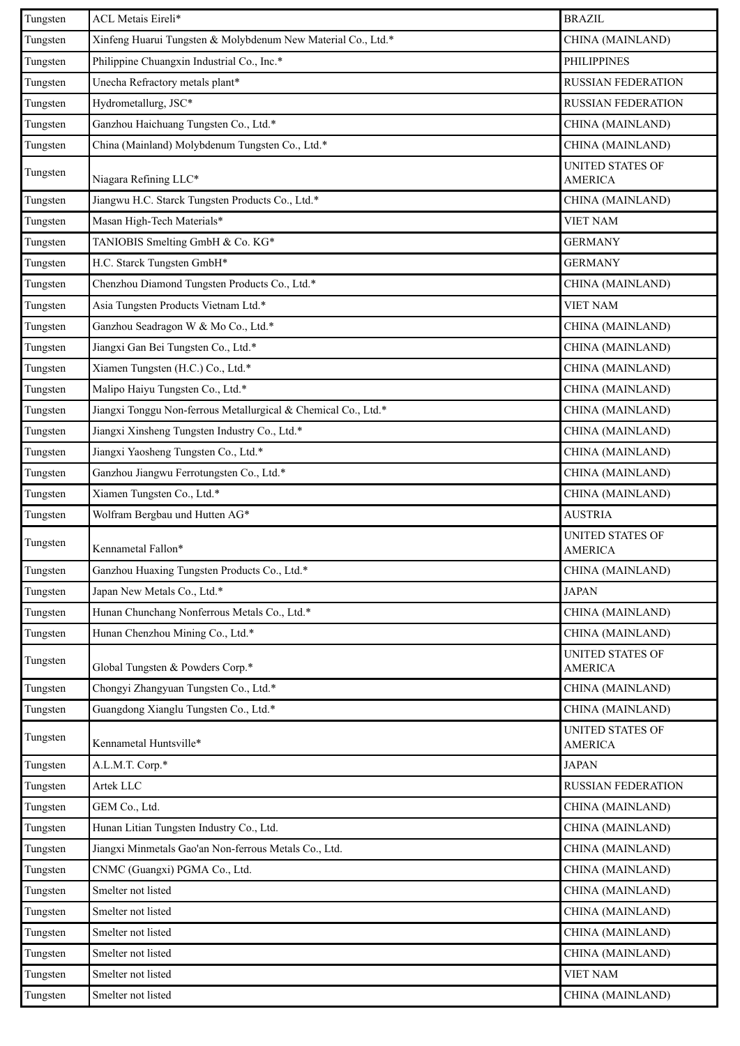| | | |
|---|---|---|
| Tungsten | ACL Metais Eireli* | BRAZIL |
| Tungsten | Xinfeng Huarui Tungsten & Molybdenum New Material Co., Ltd.* | CHINA (MAINLAND) |
| Tungsten | Philippine Chuangxin Industrial Co., Inc.* | PHILIPPINES |
| Tungsten | Unecha Refractory metals plant* | RUSSIAN FEDERATION |
| Tungsten | Hydrometallurg, JSC* | RUSSIAN FEDERATION |
| Tungsten | Ganzhou Haichuang Tungsten Co., Ltd.* | CHINA (MAINLAND) |
| Tungsten | China (Mainland) Molybdenum Tungsten Co., Ltd.* | CHINA (MAINLAND) |
| Tungsten | Niagara Refining LLC* | UNITED STATES OF AMERICA |
| Tungsten | Jiangwu H.C. Starck Tungsten Products Co., Ltd.* | CHINA (MAINLAND) |
| Tungsten | Masan High-Tech Materials* | VIET NAM |
| Tungsten | TANIOBIS Smelting GmbH & Co. KG* | GERMANY |
| Tungsten | H.C. Starck Tungsten GmbH* | GERMANY |
| Tungsten | Chenzhou Diamond Tungsten Products Co., Ltd.* | CHINA (MAINLAND) |
| Tungsten | Asia Tungsten Products Vietnam Ltd.* | VIET NAM |
| Tungsten | Ganzhou Seadragon W & Mo Co., Ltd.* | CHINA (MAINLAND) |
| Tungsten | Jiangxi Gan Bei Tungsten Co., Ltd.* | CHINA (MAINLAND) |
| Tungsten | Xiamen Tungsten (H.C.) Co., Ltd.* | CHINA (MAINLAND) |
| Tungsten | Malipo Haiyu Tungsten Co., Ltd.* | CHINA (MAINLAND) |
| Tungsten | Jiangxi Tonggu Non-ferrous Metallurgical & Chemical Co., Ltd.* | CHINA (MAINLAND) |
| Tungsten | Jiangxi Xinsheng Tungsten Industry Co., Ltd.* | CHINA (MAINLAND) |
| Tungsten | Jiangxi Yaosheng Tungsten Co., Ltd.* | CHINA (MAINLAND) |
| Tungsten | Ganzhou Jiangwu Ferrotungsten Co., Ltd.* | CHINA (MAINLAND) |
| Tungsten | Xiamen Tungsten Co., Ltd.* | CHINA (MAINLAND) |
| Tungsten | Wolfram Bergbau und Hutten AG* | AUSTRIA |
| Tungsten | Kennametal Fallon* | UNITED STATES OF AMERICA |
| Tungsten | Ganzhou Huaxing Tungsten Products Co., Ltd.* | CHINA (MAINLAND) |
| Tungsten | Japan New Metals Co., Ltd.* | JAPAN |
| Tungsten | Hunan Chunchang Nonferrous Metals Co., Ltd.* | CHINA (MAINLAND) |
| Tungsten | Hunan Chenzhou Mining Co., Ltd.* | CHINA (MAINLAND) |
| Tungsten | Global Tungsten & Powders Corp.* | UNITED STATES OF AMERICA |
| Tungsten | Chongyi Zhangyuan Tungsten Co., Ltd.* | CHINA (MAINLAND) |
| Tungsten | Guangdong Xianglu Tungsten Co., Ltd.* | CHINA (MAINLAND) |
| Tungsten | Kennametal Huntsville* | UNITED STATES OF AMERICA |
| Tungsten | A.L.M.T. Corp.* | JAPAN |
| Tungsten | Artek LLC | RUSSIAN FEDERATION |
| Tungsten | GEM Co., Ltd. | CHINA (MAINLAND) |
| Tungsten | Hunan Litian Tungsten Industry Co., Ltd. | CHINA (MAINLAND) |
| Tungsten | Jiangxi Minmetals Gao'an Non-ferrous Metals Co., Ltd. | CHINA (MAINLAND) |
| Tungsten | CNMC (Guangxi) PGMA Co., Ltd. | CHINA (MAINLAND) |
| Tungsten | Smelter not listed | CHINA (MAINLAND) |
| Tungsten | Smelter not listed | CHINA (MAINLAND) |
| Tungsten | Smelter not listed | CHINA (MAINLAND) |
| Tungsten | Smelter not listed | CHINA (MAINLAND) |
| Tungsten | Smelter not listed | VIET NAM |
| Tungsten | Smelter not listed | CHINA (MAINLAND) |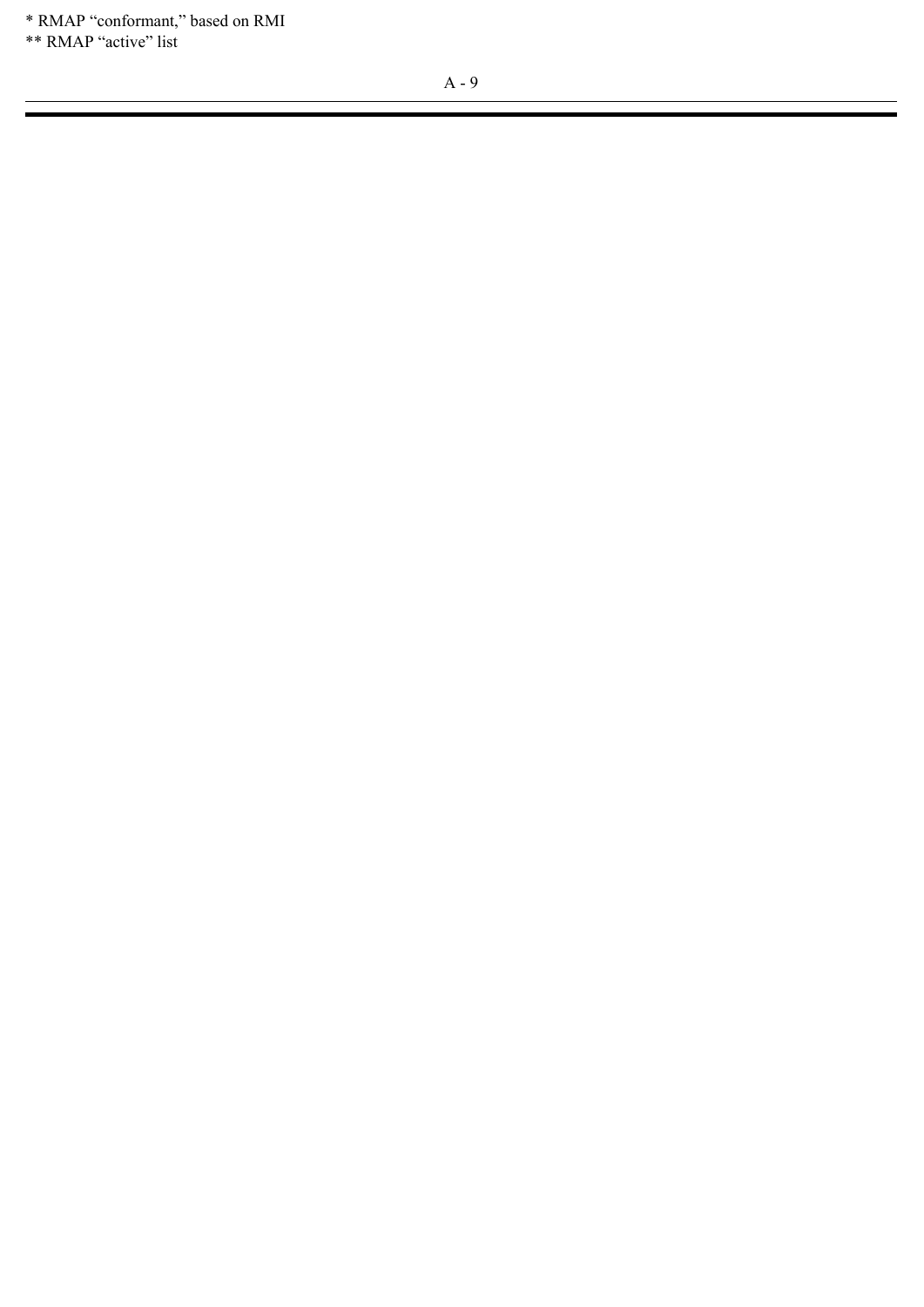* RMAP “conformant,” based on RMI
** RMAP “active” list